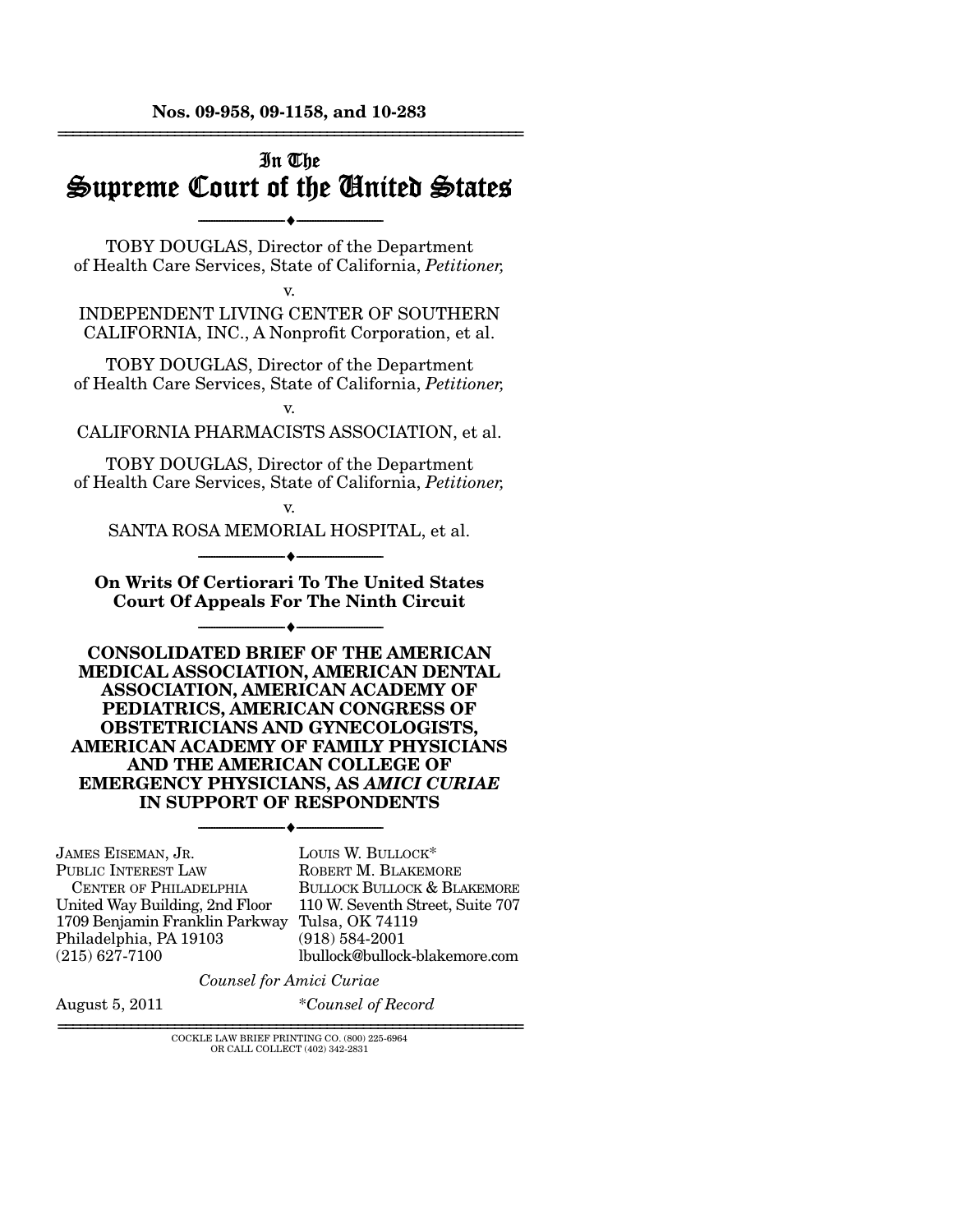**Nos. 09-958, 09-1158, and 10-283**

---

# In The Supreme Court of the United States

---

TOBY DOUGLAS, Director of the Department of Health Care Services, State of California, *Petitioner,*

v.

INDEPENDENT LIVING CENTER OF SOUTHERN CALIFORNIA, INC., A Nonprofit Corporation, et al.

TOBY DOUGLAS, Director of the Department of Health Care Services, State of California, *Petitioner,*

v.

CALIFORNIA PHARMACISTS ASSOCIATION, et al.

TOBY DOUGLAS, Director of the Department of Health Care Services, State of California, *Petitioner,*

v.

SANTA ROSA MEMORIAL HOSPITAL, et al.

---

**On Writs Of Certiorari To The United States Court Of Appeals For The Ninth Circuit**

---

**CONSOLIDATED BRIEF OF THE AMERICAN MEDICAL ASSOCIATION, AMERICAN DENTAL ASSOCIATION, AMERICAN ACADEMY OF PEDIATRICS, AMERICAN CONGRESS OF OBSTETRICIANS AND GYNECOLOGISTS, AMERICAN ACADEMY OF FAMILY PHYSICIANS AND THE AMERICAN COLLEGE OF EMERGENCY PHYSICIANS, AS *AMICI CURIAE* IN SUPPORT OF RESPONDENTS**

---

JAMES EISEMAN, JR.
PUBLIC INTEREST LAW CENTER OF PHILADELPHIA
United Way Building, 2nd Floor
1709 Benjamin Franklin Parkway
Philadelphia, PA 19103
(215) 627-7100

LOUIS W. BULLOCK*
ROBERT M. BLAKEMORE
BULLOCK BULLOCK & BLAKEMORE
110 W. Seventh Street, Suite 707
Tulsa, OK 74119
(918) 584-2001
lbullock@bullock-blakemore.com

*Counsel for Amici Curiae*

August 5, 2011

*\*Counsel of Record*

---

COCKLE LAW BRIEF PRINTING CO. (800) 225-6964
OR CALL COLLECT (402) 342-2831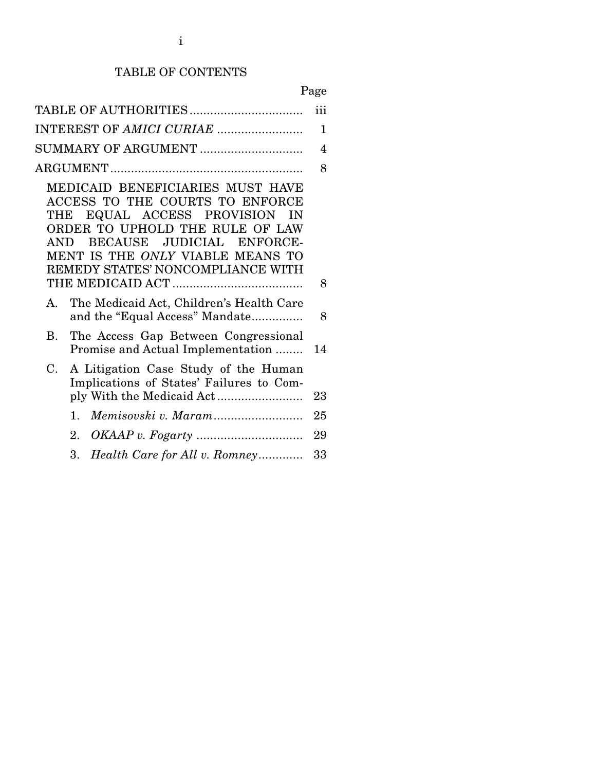# TABLE OF CONTENTS

| | Page |
|---|---|
| TABLE OF AUTHORITIES | iii |
| INTEREST OF *AMICI CURIAE* | 1 |
| SUMMARY OF ARGUMENT | 4 |
| ARGUMENT | 8 |
| MEDICAID BENEFICIARIES MUST HAVE ACCESS TO THE COURTS TO ENFORCE THE EQUAL ACCESS PROVISION IN ORDER TO UPHOLD THE RULE OF LAW AND BECAUSE JUDICIAL ENFORCEMENT IS THE *ONLY* VIABLE MEANS TO REMEDY STATES' NONCOMPLIANCE WITH THE MEDICAID ACT | 8 |
| A. The Medicaid Act, Children's Health Care and the "Equal Access" Mandate | 8 |
| B. The Access Gap Between Congressional Promise and Actual Implementation | 14 |
| C. A Litigation Case Study of the Human Implications of States' Failures to Comply With the Medicaid Act | 23 |
| 1. *Memisovski v. Maram* | 25 |
| 2. *OKAAP v. Fogarty* | 29 |
| 3. *Health Care for All v. Romney* | 33 |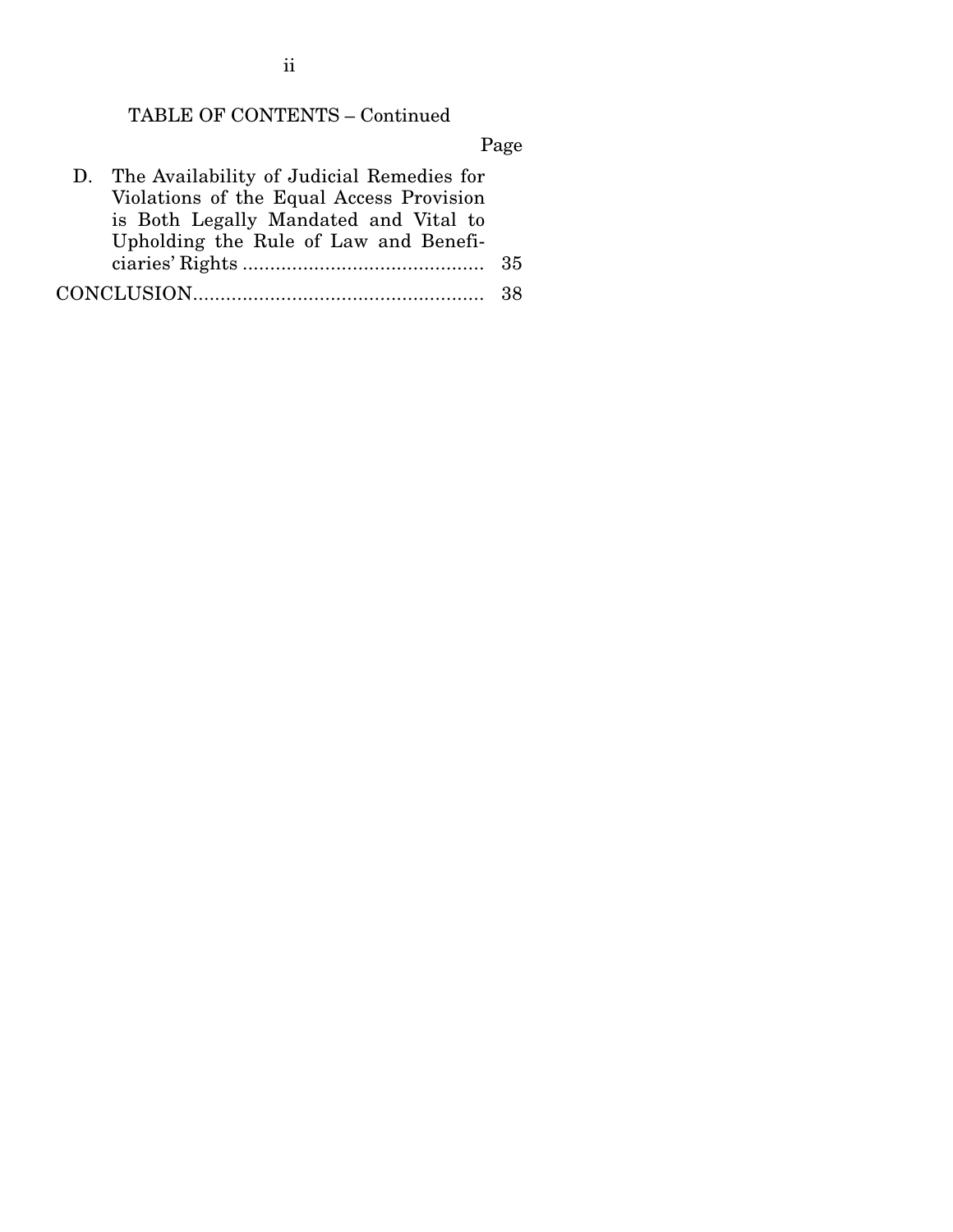TABLE OF CONTENTS – Continued

| | Page |
|---|---|
| D. The Availability of Judicial Remedies for Violations of the Equal Access Provision is Both Legally Mandated and Vital to Upholding the Rule of Law and Beneficiaries' Rights | 35 |
| CONCLUSION | 38 |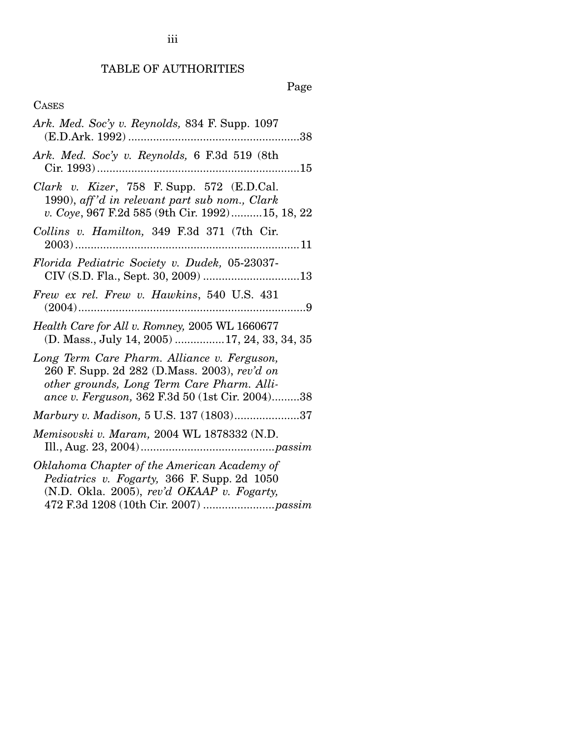# TABLE OF AUTHORITIES

Page

CASES

*Ark. Med. Soc'y v. Reynolds,* 834 F. Supp. 1097 (E.D.Ark. 1992) .......................................................38

*Ark. Med. Soc'y v. Reynolds,* 6 F.3d 519 (8th Cir. 1993) .................................................................15

*Clark v. Kizer*, 758 F. Supp. 572 (E.D.Cal. 1990), *aff'd in relevant part sub nom., Clark v. Coye*, 967 F.2d 585 (9th Cir. 1992)..........15, 18, 22

*Collins v. Hamilton,* 349 F.3d 371 (7th Cir. 2003)........................................................................11

*Florida Pediatric Society v. Dudek,* 05-23037-CIV (S.D. Fla., Sept. 30, 2009) ...............................13

*Frew ex rel. Frew v. Hawkins*, 540 U.S. 431 (2004).........................................................................9

*Health Care for All v. Romney,* 2005 WL 1660677 (D. Mass., July 14, 2005) ................17, 24, 33, 34, 35

*Long Term Care Pharm. Alliance v. Ferguson,* 260 F. Supp. 2d 282 (D.Mass. 2003), *rev'd on other grounds, Long Term Care Pharm. Alliance v. Ferguson,* 362 F.3d 50 (1st Cir. 2004).........38

*Marbury v. Madison,* 5 U.S. 137 (1803).....................37

*Memisovski v. Maram,* 2004 WL 1878332 (N.D. Ill., Aug. 23, 2004)...........................................*passim*

*Oklahoma Chapter of the American Academy of Pediatrics v. Fogarty,* 366 F. Supp. 2d 1050 (N.D. Okla. 2005), *rev'd OKAAP v. Fogarty,* 472 F.3d 1208 (10th Cir. 2007) .......................*passim*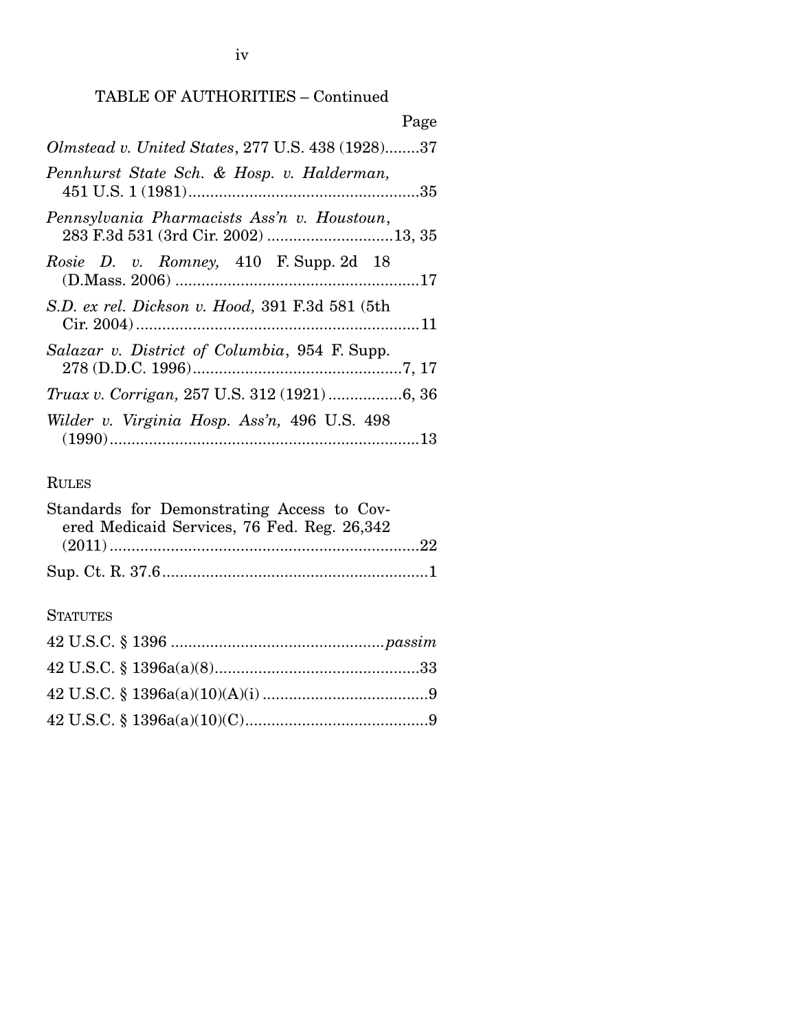TABLE OF AUTHORITIES – Continued

Page

*Olmstead v. United States*, 277 U.S. 438 (1928)........37

*Pennhurst State Sch. & Hosp. v. Halderman,* 451 U.S. 1 (1981)......................................................35

*Pennsylvania Pharmacists Ass'n v. Houstoun*, 283 F.3d 531 (3rd Cir. 2002) ............................13, 35

*Rosie D. v. Romney,* 410 F. Supp. 2d 18 (D.Mass. 2006) ........................................................17

*S.D. ex rel. Dickson v. Hood,* 391 F.3d 581 (5th Cir. 2004).................................................................11

*Salazar v. District of Columbia*, 954 F. Supp. 278 (D.D.C. 1996)................................................7, 17

*Truax v. Corrigan,* 257 U.S. 312 (1921).................6, 36

*Wilder v. Virginia Hosp. Ass'n,* 496 U.S. 498 (1990).......................................................................13

RULES

Standards for Demonstrating Access to Covered Medicaid Services, 76 Fed. Reg. 26,342 (2011).......................................................................22

Sup. Ct. R. 37.6............................................................1

STATUTES

42 U.S.C. § 1396 ................................................*passim*

42 U.S.C. § 1396a(a)(8)...............................................33

42 U.S.C. § 1396a(a)(10)(A)(i) ......................................9

42 U.S.C. § 1396a(a)(10)(C)..........................................9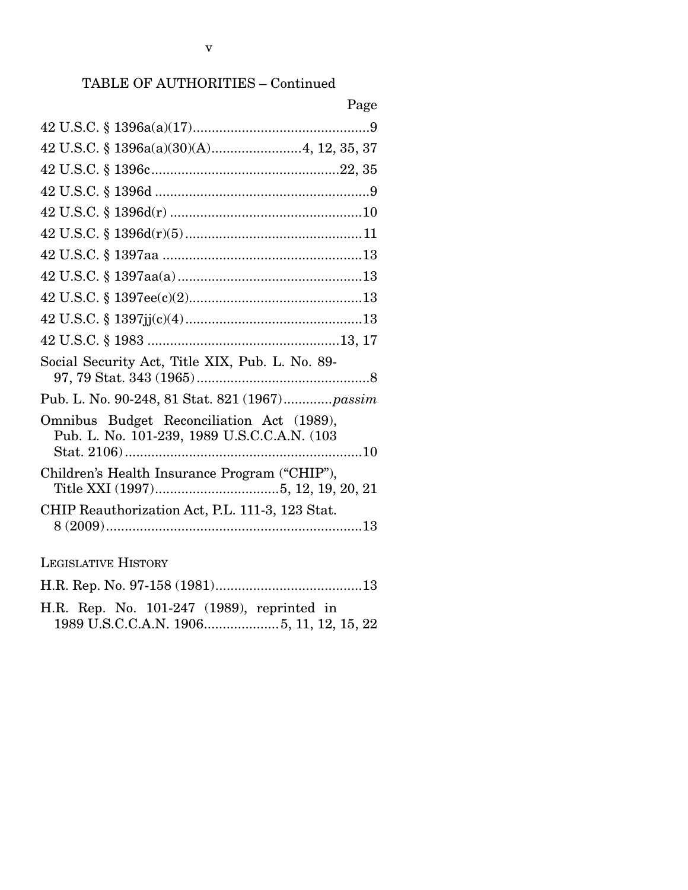TABLE OF AUTHORITIES – Continued

Page

42 U.S.C. § 1396a(a)(17)...............................................9

42 U.S.C. § 1396a(a)(30)(A)........................4, 12, 35, 37

42 U.S.C. § 1396c.................................................22, 35

42 U.S.C. § 1396d ........................................................9

42 U.S.C. § 1396d(r) ...................................................10

42 U.S.C. § 1396d(r)(5)...............................................11

42 U.S.C. § 1397aa .....................................................13

42 U.S.C. § 1397aa(a).................................................13

42 U.S.C. § 1397ee(c)(2)..............................................13

42 U.S.C. § 1397jj(c)(4)...............................................13

42 U.S.C. § 1983 ...................................................13, 17

Social Security Act, Title XIX, Pub. L. No. 89-97, 79 Stat. 343 (1965)..............................................8

Pub. L. No. 90-248, 81 Stat. 821 (1967)............*passim*

Omnibus Budget Reconciliation Act (1989), Pub. L. No. 101-239, 1989 U.S.C.C.A.N. (103 Stat. 2106)...............................................................10

Children's Health Insurance Program ("CHIP"), Title XXI (1997)................................5, 12, 19, 20, 21

CHIP Reauthorization Act, P.L. 111-3, 123 Stat. 8 (2009)....................................................................13

LEGISLATIVE HISTORY

H.R. Rep. No. 97-158 (1981).......................................13

H.R. Rep. No. 101-247 (1989), reprinted in 1989 U.S.C.C.A.N. 1906....................5, 11, 12, 15, 22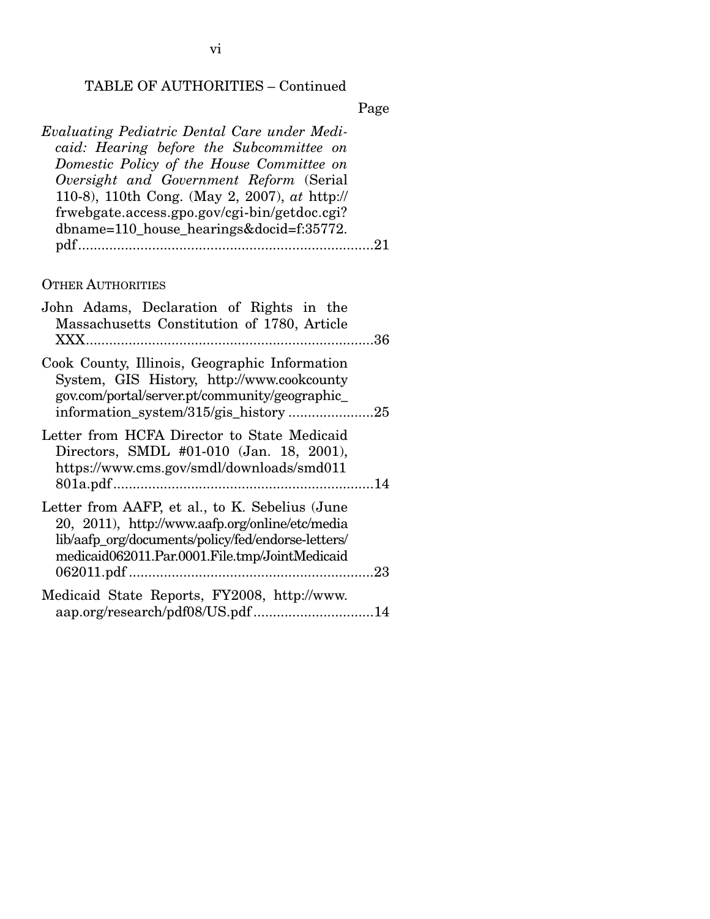TABLE OF AUTHORITIES – Continued

Page

*Evaluating Pediatric Dental Care under Medicaid: Hearing before the Subcommittee on Domestic Policy of the House Committee on Oversight and Government Reform* (Serial 110-8), 110th Cong. (May 2, 2007), *at* http://frwebgate.access.gpo.gov/cgi-bin/getdoc.cgi?dbname=110_house_hearings&docid=f:35772.pdf ............................................................................21

OTHER AUTHORITIES

John Adams, Declaration of Rights in the Massachusetts Constitution of 1780, Article XXX...........................................................................36

Cook County, Illinois, Geographic Information System, GIS History, http://www.cookcountygov.com/portal/server.pt/community/geographic_information_system/315/gis_history ......................25

Letter from HCFA Director to State Medicaid Directors, SMDL #01-010 (Jan. 18, 2001), https://www.cms.gov/smdl/downloads/smd011801a.pdf...................................................................14

Letter from AAFP, et al., to K. Sebelius (June 20, 2011), http://www.aafp.org/online/etc/medialib/aafp_org/documents/policy/fed/endorse-letters/medicaid062011.Par.0001.File.tmp/JointMedicaid062011.pdf ...............................................................23

Medicaid State Reports, FY2008, http://www.aap.org/research/pdf08/US.pdf ...............................14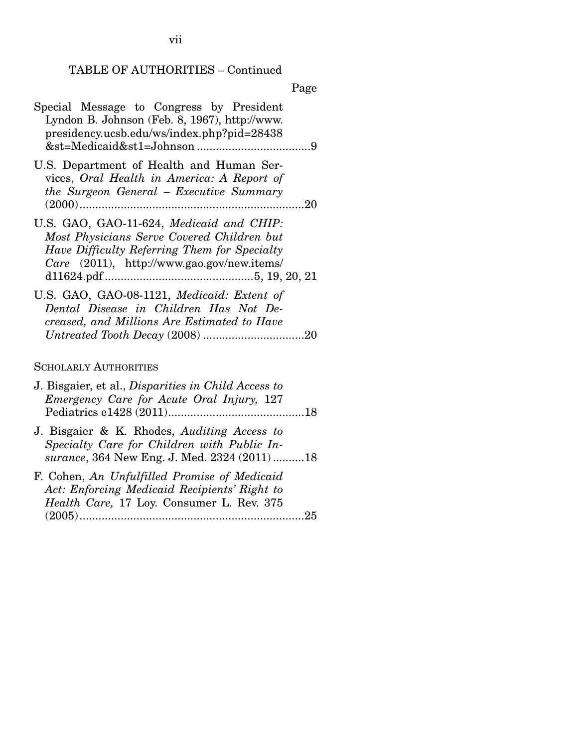TABLE OF AUTHORITIES – Continued

Page

Special Message to Congress by President Lyndon B. Johnson (Feb. 8, 1967), http://www.presidency.ucsb.edu/ws/index.php?pid=28438&st=Medicaid&st1=Johnson ....................................9

U.S. Department of Health and Human Services, *Oral Health in America: A Report of the Surgeon General – Executive Summary* (2000)........................................................................20

U.S. GAO, GAO-11-624, *Medicaid and CHIP: Most Physicians Serve Covered Children but Have Difficulty Referring Them for Specialty Care* (2011), http://www.gao.gov/new.items/d11624.pdf ...............................................5, 19, 20, 21

U.S. GAO, GAO-08-1121, *Medicaid: Extent of Dental Disease in Children Has Not Decreased, and Millions Are Estimated to Have Untreated Tooth Decay* (2008) ................................20

SCHOLARLY AUTHORITIES

J. Bisgaier, et al., *Disparities in Child Access to Emergency Care for Acute Oral Injury,* 127 Pediatrics e1428 (2011)...........................................18

J. Bisgaier & K. Rhodes, *Auditing Access to Specialty Care for Children with Public Insurance*, 364 New Eng. J. Med. 2324 (2011)..........18

F. Cohen, *An Unfulfilled Promise of Medicaid Act: Enforcing Medicaid Recipients' Right to Health Care,* 17 Loy. Consumer L. Rev. 375 (2005).......................................................................25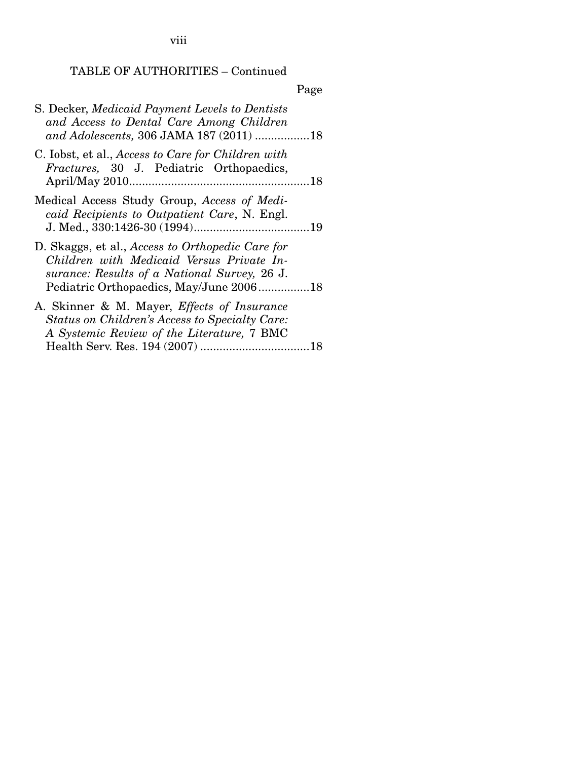TABLE OF AUTHORITIES – Continued

Page

S. Decker, *Medicaid Payment Levels to Dentists and Access to Dental Care Among Children and Adolescents,* 306 JAMA 187 (2011) .................18

C. Iobst, et al., *Access to Care for Children with Fractures,* 30 J. Pediatric Orthopaedics, April/May 2010........................................................18

Medical Access Study Group, *Access of Medicaid Recipients to Outpatient Care*, N. Engl. J. Med., 330:1426-30 (1994)....................................19

D. Skaggs, et al., *Access to Orthopedic Care for Children with Medicaid Versus Private Insurance: Results of a National Survey,* 26 J. Pediatric Orthopaedics, May/June 2006................18

A. Skinner & M. Mayer, *Effects of Insurance Status on Children's Access to Specialty Care: A Systemic Review of the Literature,* 7 BMC Health Serv. Res. 194 (2007) ..................................18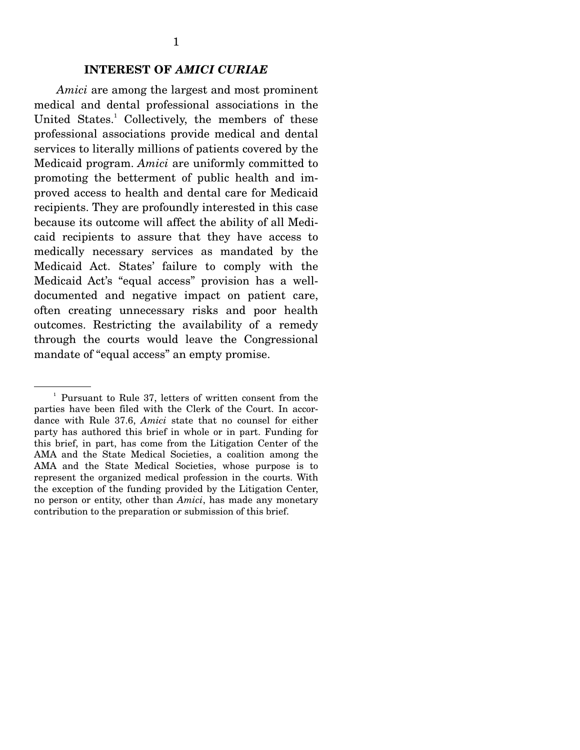## INTEREST OF *AMICI CURIAE*

*Amici* are among the largest and most prominent medical and dental professional associations in the United States.[1] Collectively, the members of these professional associations provide medical and dental services to literally millions of patients covered by the Medicaid program. *Amici* are uniformly committed to promoting the betterment of public health and improved access to health and dental care for Medicaid recipients. They are profoundly interested in this case because its outcome will affect the ability of all Medicaid recipients to assure that they have access to medically necessary services as mandated by the Medicaid Act. States' failure to comply with the Medicaid Act's "equal access" provision has a well-documented and negative impact on patient care, often creating unnecessary risks and poor health outcomes. Restricting the availability of a remedy through the courts would leave the Congressional mandate of "equal access" an empty promise.

---

[1] Pursuant to Rule 37, letters of written consent from the parties have been filed with the Clerk of the Court. In accordance with Rule 37.6, *Amici* state that no counsel for either party has authored this brief in whole or in part. Funding for this brief, in part, has come from the Litigation Center of the AMA and the State Medical Societies, a coalition among the AMA and the State Medical Societies, whose purpose is to represent the organized medical profession in the courts. With the exception of the funding provided by the Litigation Center, no person or entity, other than *Amici*, has made any monetary contribution to the preparation or submission of this brief.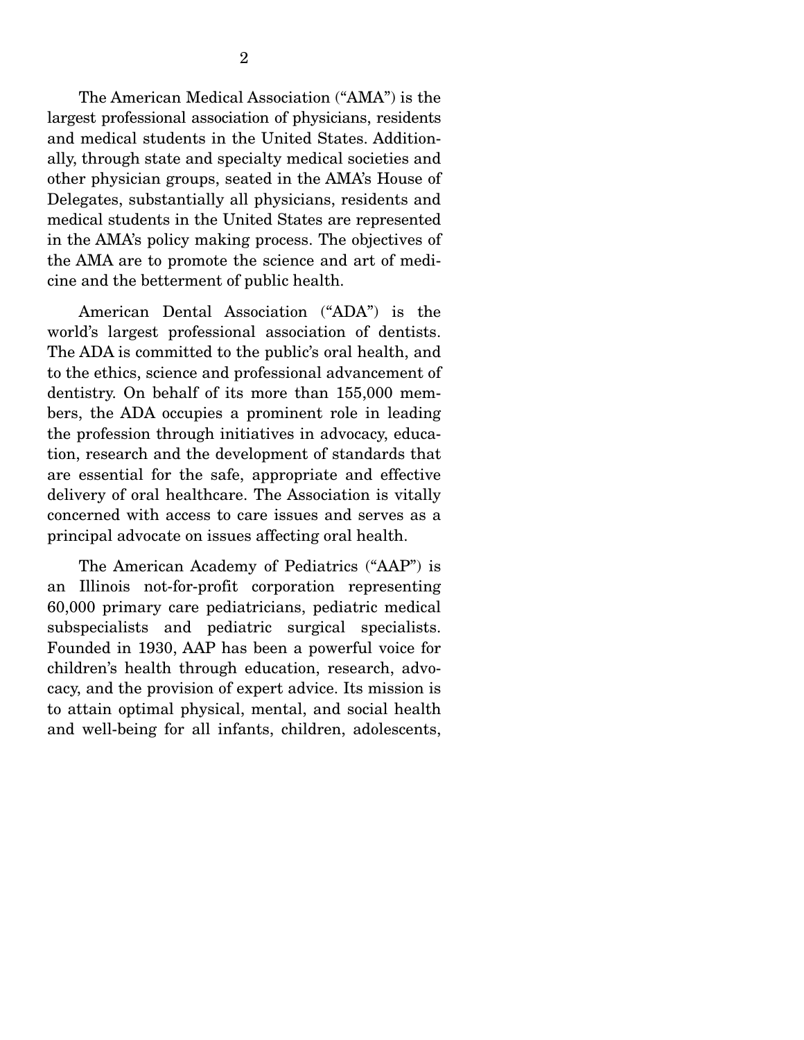The American Medical Association ("AMA") is the largest professional association of physicians, residents and medical students in the United States. Additionally, through state and specialty medical societies and other physician groups, seated in the AMA's House of Delegates, substantially all physicians, residents and medical students in the United States are represented in the AMA's policy making process. The objectives of the AMA are to promote the science and art of medicine and the betterment of public health.

American Dental Association ("ADA") is the world's largest professional association of dentists. The ADA is committed to the public's oral health, and to the ethics, science and professional advancement of dentistry. On behalf of its more than 155,000 members, the ADA occupies a prominent role in leading the profession through initiatives in advocacy, education, research and the development of standards that are essential for the safe, appropriate and effective delivery of oral healthcare. The Association is vitally concerned with access to care issues and serves as a principal advocate on issues affecting oral health.

The American Academy of Pediatrics ("AAP") is an Illinois not-for-profit corporation representing 60,000 primary care pediatricians, pediatric medical subspecialists and pediatric surgical specialists. Founded in 1930, AAP has been a powerful voice for children's health through education, research, advocacy, and the provision of expert advice. Its mission is to attain optimal physical, mental, and social health and well-being for all infants, children, adolescents,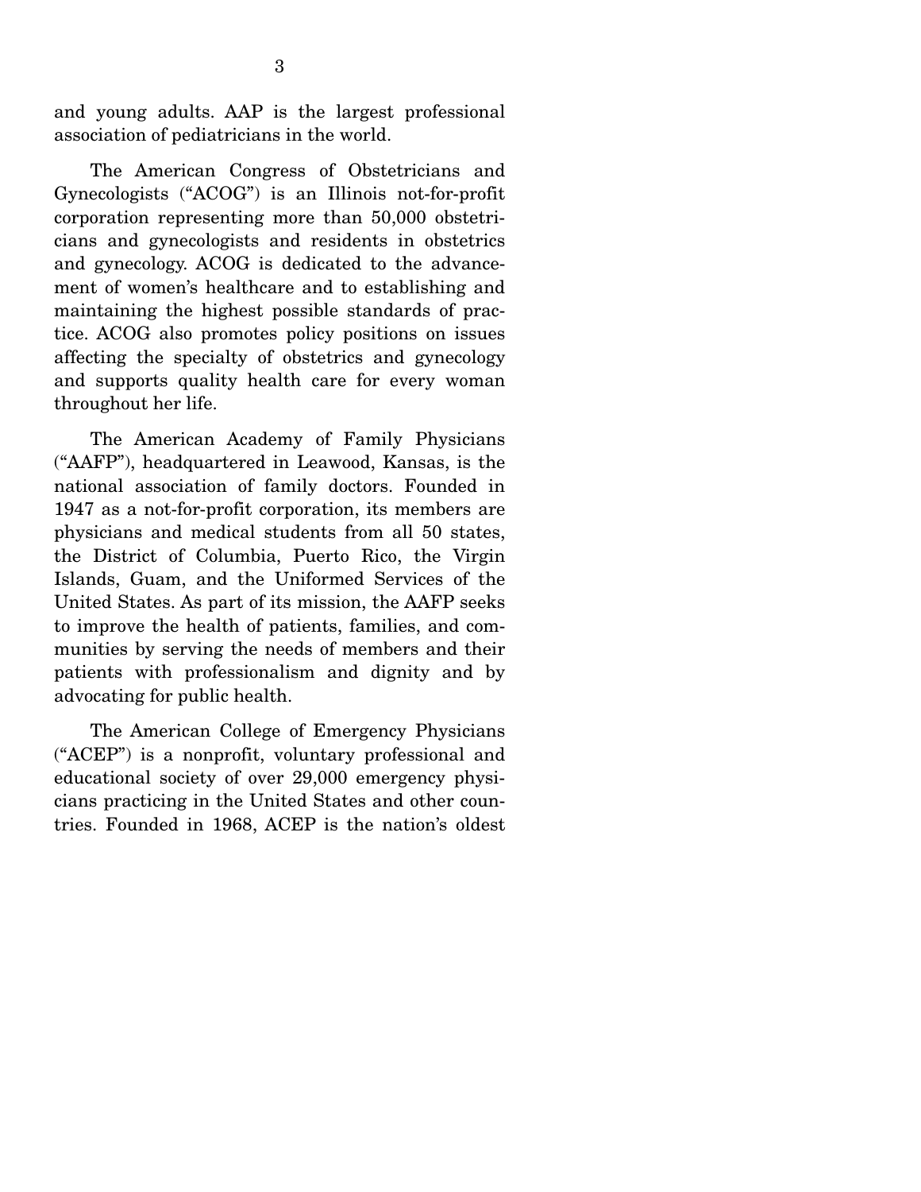and young adults. AAP is the largest professional association of pediatricians in the world.

The American Congress of Obstetricians and Gynecologists ("ACOG") is an Illinois not-for-profit corporation representing more than 50,000 obstetricians and gynecologists and residents in obstetrics and gynecology. ACOG is dedicated to the advancement of women's healthcare and to establishing and maintaining the highest possible standards of practice. ACOG also promotes policy positions on issues affecting the specialty of obstetrics and gynecology and supports quality health care for every woman throughout her life.

The American Academy of Family Physicians ("AAFP"), headquartered in Leawood, Kansas, is the national association of family doctors. Founded in 1947 as a not-for-profit corporation, its members are physicians and medical students from all 50 states, the District of Columbia, Puerto Rico, the Virgin Islands, Guam, and the Uniformed Services of the United States. As part of its mission, the AAFP seeks to improve the health of patients, families, and communities by serving the needs of members and their patients with professionalism and dignity and by advocating for public health.

The American College of Emergency Physicians ("ACEP") is a nonprofit, voluntary professional and educational society of over 29,000 emergency physicians practicing in the United States and other countries. Founded in 1968, ACEP is the nation's oldest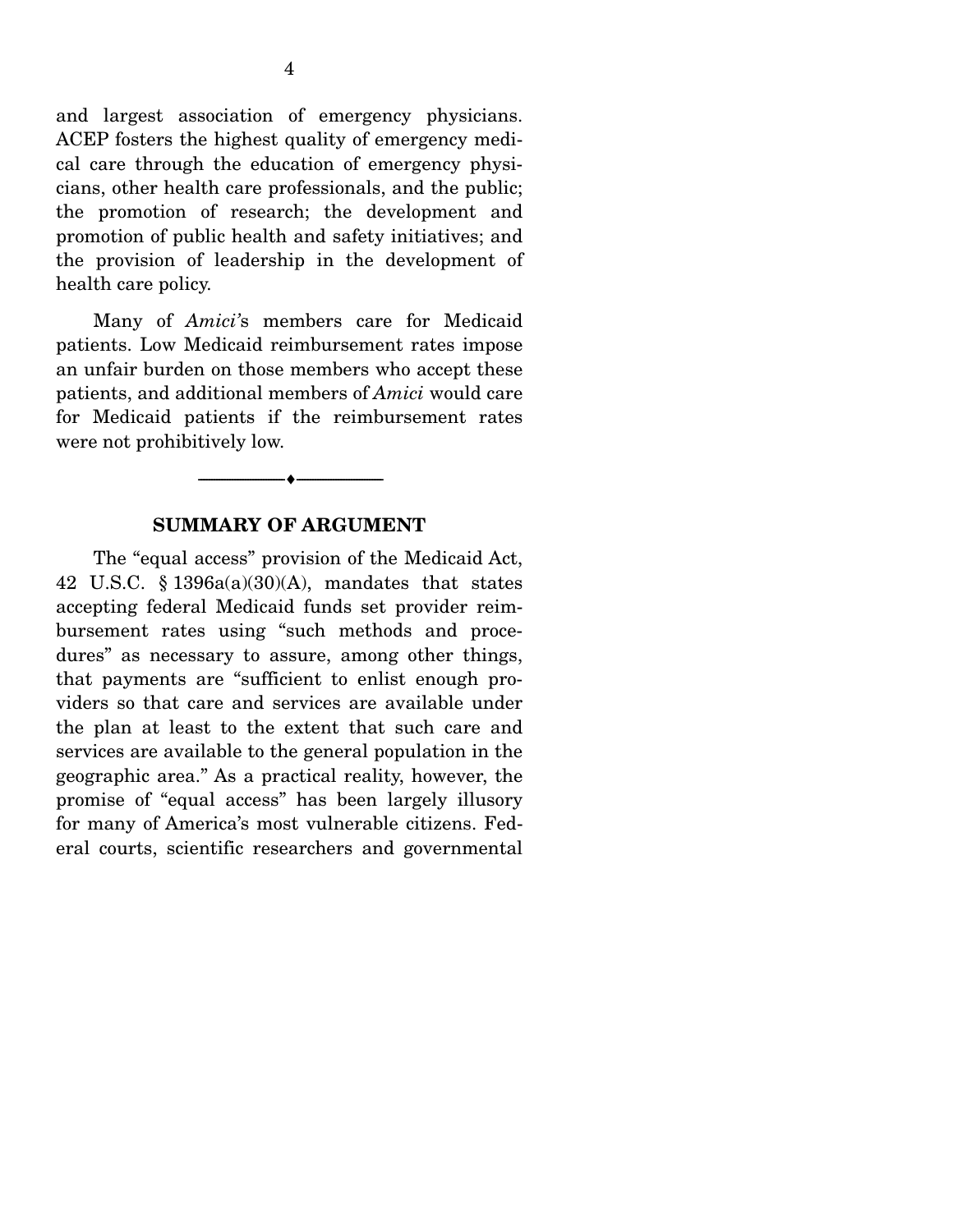and largest association of emergency physicians. ACEP fosters the highest quality of emergency medical care through the education of emergency physicians, other health care professionals, and the public; the promotion of research; the development and promotion of public health and safety initiatives; and the provision of leadership in the development of health care policy.

Many of *Amici*'s members care for Medicaid patients. Low Medicaid reimbursement rates impose an unfair burden on those members who accept these patients, and additional members of *Amici* would care for Medicaid patients if the reimbursement rates were not prohibitively low.

---

## SUMMARY OF ARGUMENT

The "equal access" provision of the Medicaid Act, 42 U.S.C. § 1396a(a)(30)(A), mandates that states accepting federal Medicaid funds set provider reimbursement rates using "such methods and procedures" as necessary to assure, among other things, that payments are "sufficient to enlist enough providers so that care and services are available under the plan at least to the extent that such care and services are available to the general population in the geographic area." As a practical reality, however, the promise of "equal access" has been largely illusory for many of America's most vulnerable citizens. Federal courts, scientific researchers and governmental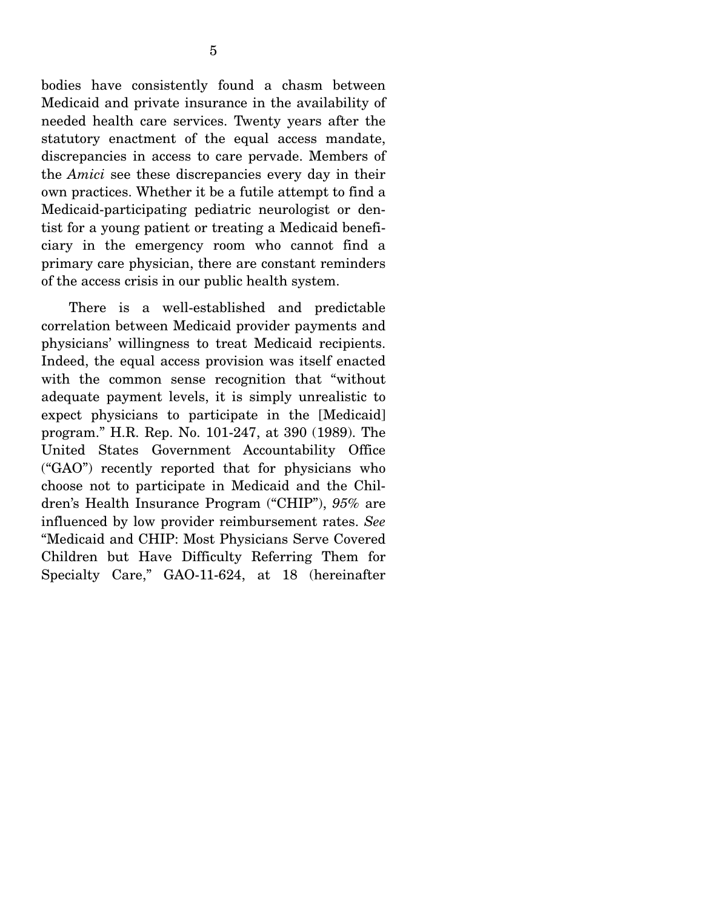bodies have consistently found a chasm between Medicaid and private insurance in the availability of needed health care services. Twenty years after the statutory enactment of the equal access mandate, discrepancies in access to care pervade. Members of the *Amici* see these discrepancies every day in their own practices. Whether it be a futile attempt to find a Medicaid-participating pediatric neurologist or dentist for a young patient or treating a Medicaid beneficiary in the emergency room who cannot find a primary care physician, there are constant reminders of the access crisis in our public health system.

There is a well-established and predictable correlation between Medicaid provider payments and physicians' willingness to treat Medicaid recipients. Indeed, the equal access provision was itself enacted with the common sense recognition that "without adequate payment levels, it is simply unrealistic to expect physicians to participate in the [Medicaid] program." H.R. Rep. No. 101-247, at 390 (1989). The United States Government Accountability Office ("GAO") recently reported that for physicians who choose not to participate in Medicaid and the Children's Health Insurance Program ("CHIP"), *95%* are influenced by low provider reimbursement rates. *See* "Medicaid and CHIP: Most Physicians Serve Covered Children but Have Difficulty Referring Them for Specialty Care," GAO-11-624, at 18 (hereinafter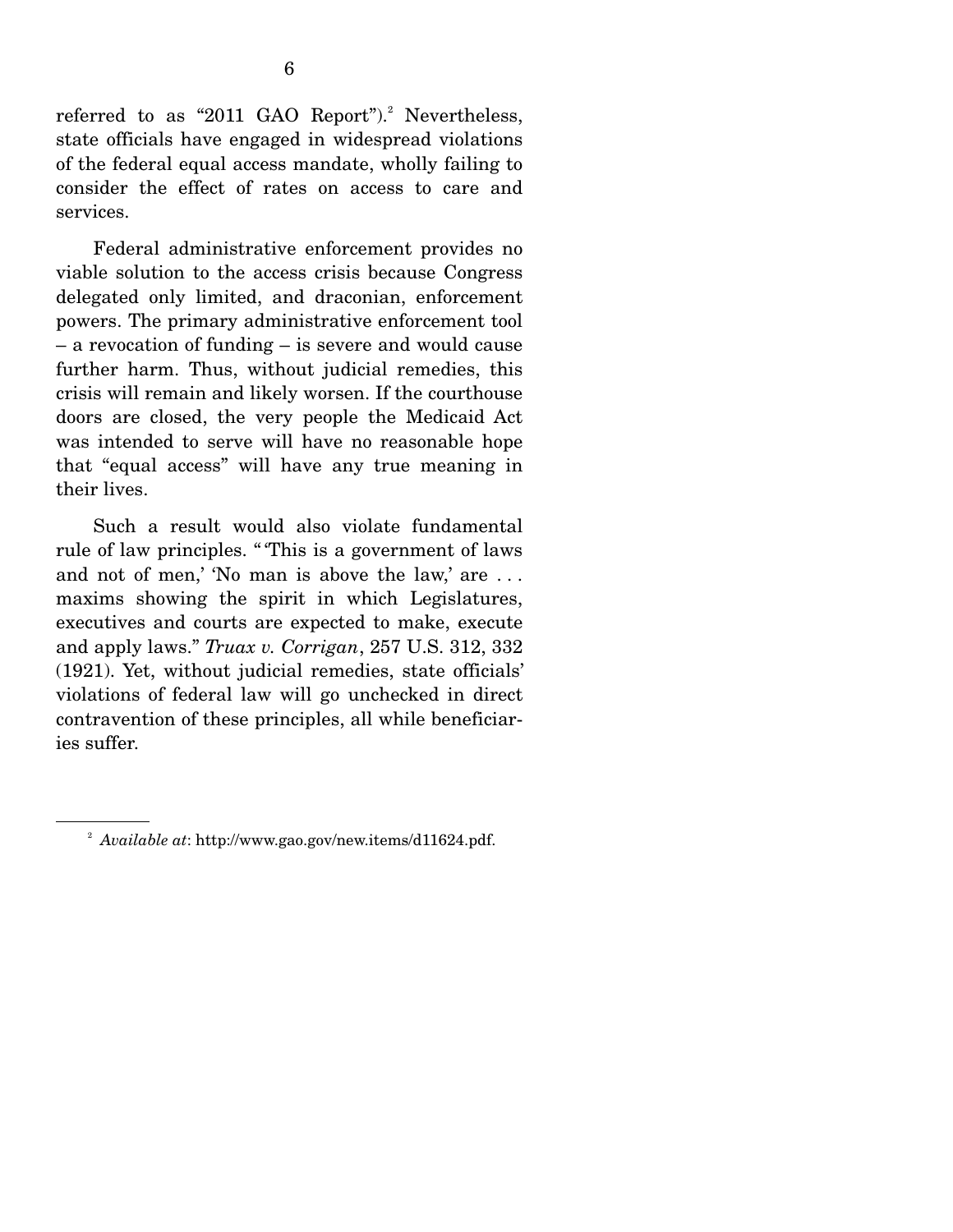referred to as "2011 GAO Report").[2] Nevertheless, state officials have engaged in widespread violations of the federal equal access mandate, wholly failing to consider the effect of rates on access to care and services.

Federal administrative enforcement provides no viable solution to the access crisis because Congress delegated only limited, and draconian, enforcement powers. The primary administrative enforcement tool – a revocation of funding – is severe and would cause further harm. Thus, without judicial remedies, this crisis will remain and likely worsen. If the courthouse doors are closed, the very people the Medicaid Act was intended to serve will have no reasonable hope that "equal access" will have any true meaning in their lives.

Such a result would also violate fundamental rule of law principles. "'This is a government of laws and not of men,' 'No man is above the law,' are . . . maxims showing the spirit in which Legislatures, executives and courts are expected to make, execute and apply laws." *Truax v. Corrigan*, 257 U.S. 312, 332 (1921). Yet, without judicial remedies, state officials' violations of federal law will go unchecked in direct contravention of these principles, all while beneficiaries suffer.

---

[2] *Available at*: http://www.gao.gov/new.items/d11624.pdf.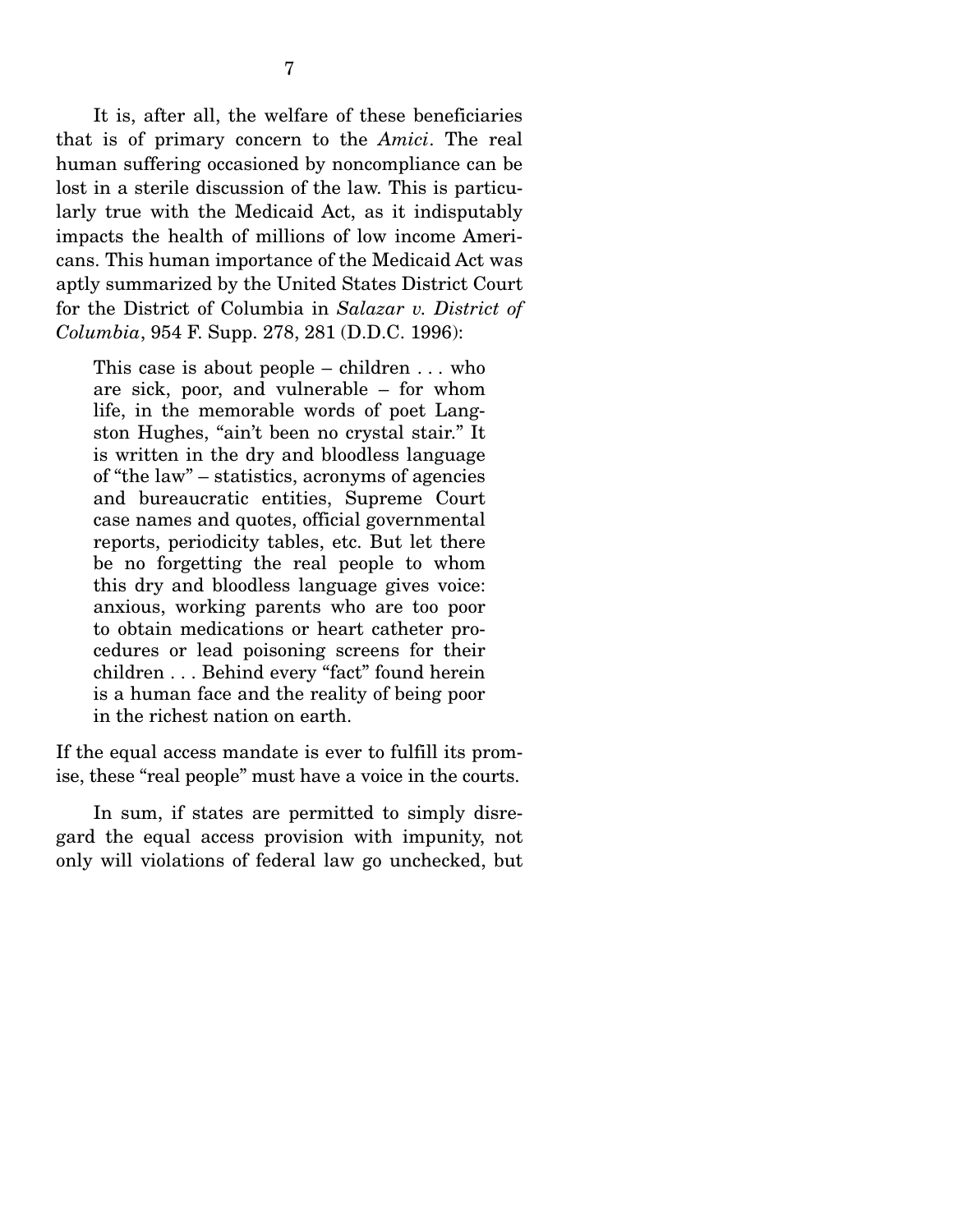It is, after all, the welfare of these beneficiaries that is of primary concern to the *Amici*. The real human suffering occasioned by noncompliance can be lost in a sterile discussion of the law. This is particularly true with the Medicaid Act, as it indisputably impacts the health of millions of low income Americans. This human importance of the Medicaid Act was aptly summarized by the United States District Court for the District of Columbia in *Salazar v. District of Columbia*, 954 F. Supp. 278, 281 (D.D.C. 1996):

> This case is about people – children . . . who are sick, poor, and vulnerable – for whom life, in the memorable words of poet Langston Hughes, "ain't been no crystal stair." It is written in the dry and bloodless language of "the law" – statistics, acronyms of agencies and bureaucratic entities, Supreme Court case names and quotes, official governmental reports, periodicity tables, etc. But let there be no forgetting the real people to whom this dry and bloodless language gives voice: anxious, working parents who are too poor to obtain medications or heart catheter procedures or lead poisoning screens for their children . . . Behind every "fact" found herein is a human face and the reality of being poor in the richest nation on earth.

If the equal access mandate is ever to fulfill its promise, these "real people" must have a voice in the courts.

In sum, if states are permitted to simply disregard the equal access provision with impunity, not only will violations of federal law go unchecked, but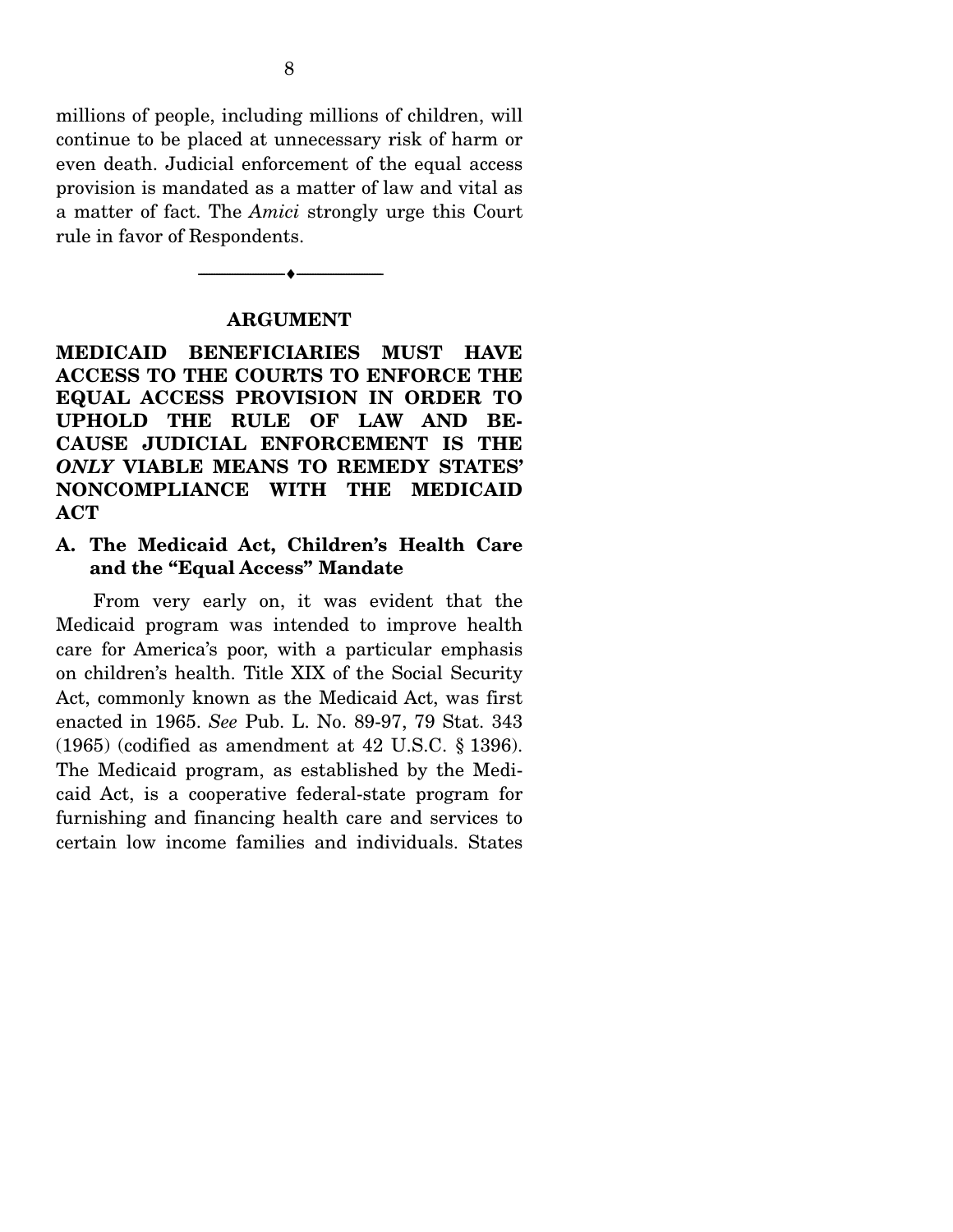millions of people, including millions of children, will continue to be placed at unnecessary risk of harm or even death. Judicial enforcement of the equal access provision is mandated as a matter of law and vital as a matter of fact. The *Amici* strongly urge this Court rule in favor of Respondents.

---

## ARGUMENT

## MEDICAID BENEFICIARIES MUST HAVE ACCESS TO THE COURTS TO ENFORCE THE EQUAL ACCESS PROVISION IN ORDER TO UPHOLD THE RULE OF LAW AND BECAUSE JUDICIAL ENFORCEMENT IS THE *ONLY* VIABLE MEANS TO REMEDY STATES' NONCOMPLIANCE WITH THE MEDICAID ACT

### A. The Medicaid Act, Children's Health Care and the "Equal Access" Mandate

From very early on, it was evident that the Medicaid program was intended to improve health care for America's poor, with a particular emphasis on children's health. Title XIX of the Social Security Act, commonly known as the Medicaid Act, was first enacted in 1965. *See* Pub. L. No. 89-97, 79 Stat. 343 (1965) (codified as amendment at 42 U.S.C. § 1396). The Medicaid program, as established by the Medicaid Act, is a cooperative federal-state program for furnishing and financing health care and services to certain low income families and individuals. States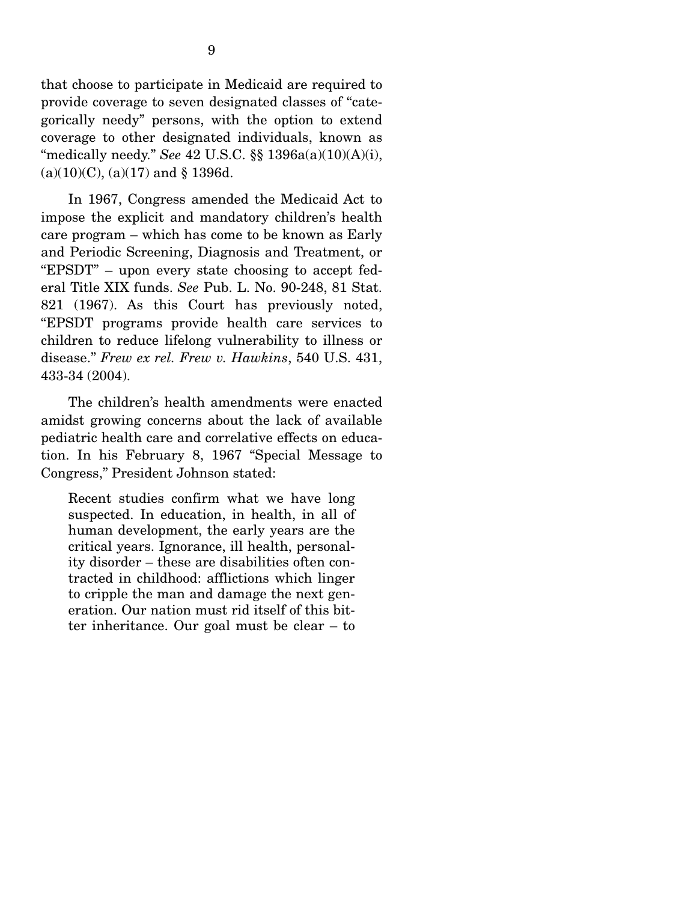that choose to participate in Medicaid are required to provide coverage to seven designated classes of "categorically needy" persons, with the option to extend coverage to other designated individuals, known as "medically needy." *See* 42 U.S.C. §§ 1396a(a)(10)(A)(i), (a)(10)(C), (a)(17) and § 1396d.

In 1967, Congress amended the Medicaid Act to impose the explicit and mandatory children's health care program – which has come to be known as Early and Periodic Screening, Diagnosis and Treatment, or "EPSDT" – upon every state choosing to accept federal Title XIX funds. *See* Pub. L. No. 90-248, 81 Stat. 821 (1967). As this Court has previously noted, "EPSDT programs provide health care services to children to reduce lifelong vulnerability to illness or disease." *Frew ex rel. Frew v. Hawkins*, 540 U.S. 431, 433-34 (2004).

The children's health amendments were enacted amidst growing concerns about the lack of available pediatric health care and correlative effects on education. In his February 8, 1967 "Special Message to Congress," President Johnson stated:

> Recent studies confirm what we have long suspected. In education, in health, in all of human development, the early years are the critical years. Ignorance, ill health, personality disorder – these are disabilities often contracted in childhood: afflictions which linger to cripple the man and damage the next generation. Our nation must rid itself of this bitter inheritance. Our goal must be clear – to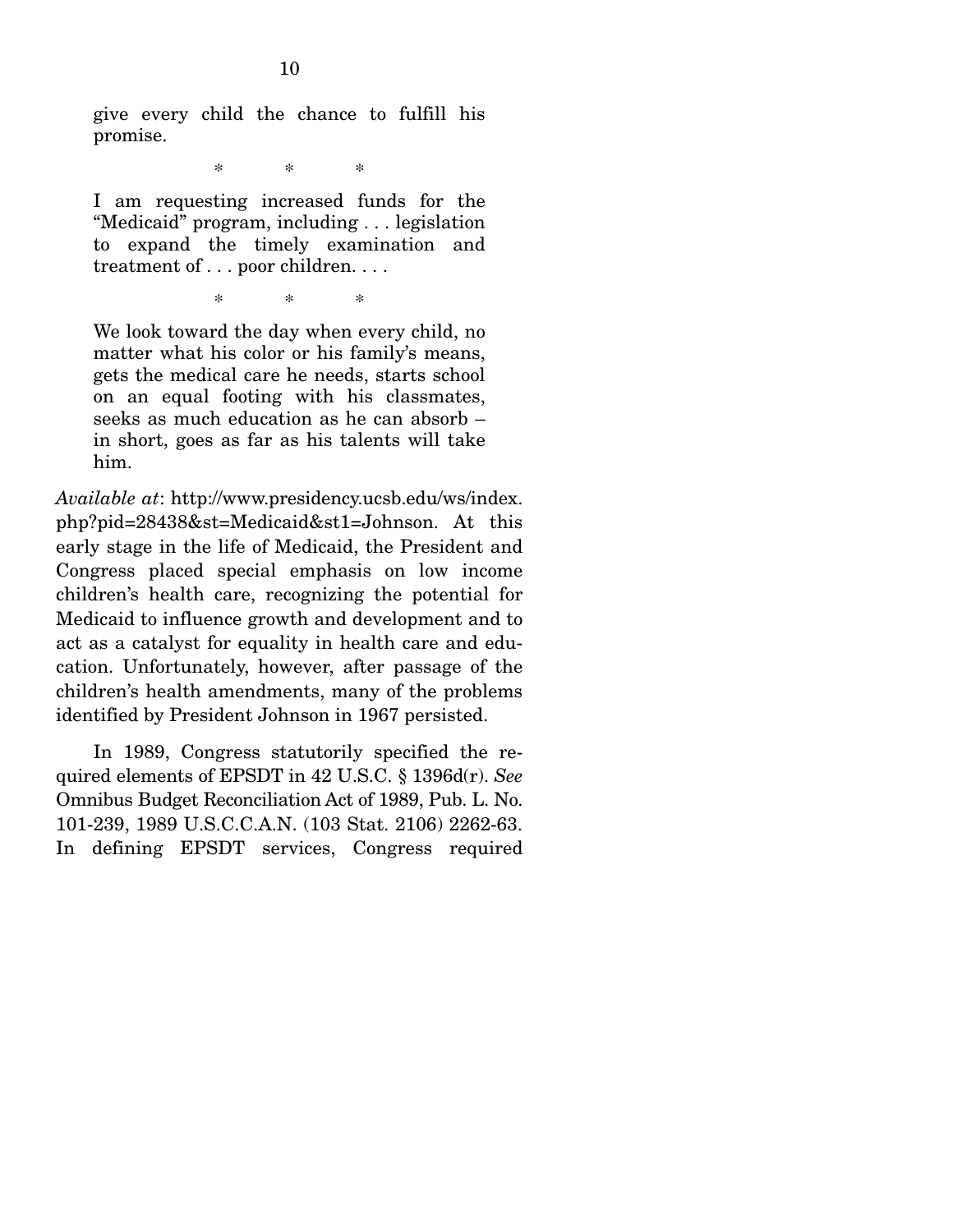> give every child the chance to fulfill his promise.
>
> \* \* \*
>
> I am requesting increased funds for the "Medicaid" program, including . . . legislation to expand the timely examination and treatment of . . . poor children. . . .
>
> \* \* \*
>
> We look toward the day when every child, no matter what his color or his family's means, gets the medical care he needs, starts school on an equal footing with his classmates, seeks as much education as he can absorb – in short, goes as far as his talents will take him.

*Available at*: http://www.presidency.ucsb.edu/ws/index.php?pid=28438&st=Medicaid&st1=Johnson. At this early stage in the life of Medicaid, the President and Congress placed special emphasis on low income children's health care, recognizing the potential for Medicaid to influence growth and development and to act as a catalyst for equality in health care and education. Unfortunately, however, after passage of the children's health amendments, many of the problems identified by President Johnson in 1967 persisted.

In 1989, Congress statutorily specified the required elements of EPSDT in 42 U.S.C. § 1396d(r). *See* Omnibus Budget Reconciliation Act of 1989, Pub. L. No. 101-239, 1989 U.S.C.C.A.N. (103 Stat. 2106) 2262-63. In defining EPSDT services, Congress required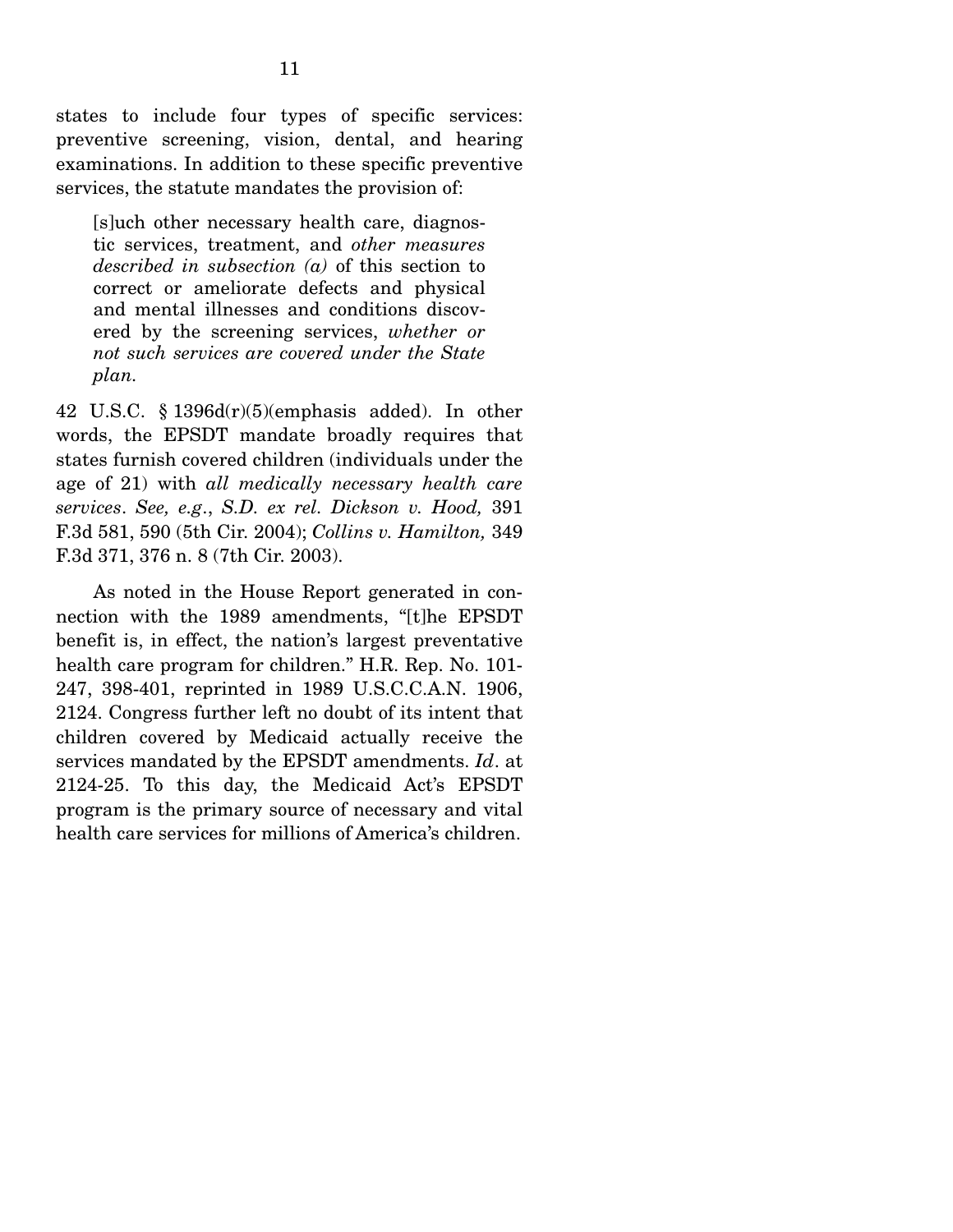states to include four types of specific services: preventive screening, vision, dental, and hearing examinations. In addition to these specific preventive services, the statute mandates the provision of:

> [s]uch other necessary health care, diagnostic services, treatment, and *other measures described in subsection (a)* of this section to correct or ameliorate defects and physical and mental illnesses and conditions discovered by the screening services, *whether or not such services are covered under the State plan.*

42 U.S.C. § 1396d(r)(5)(emphasis added). In other words, the EPSDT mandate broadly requires that states furnish covered children (individuals under the age of 21) with *all medically necessary health care services*. *See, e.g.*, *S.D. ex rel. Dickson v. Hood,* 391 F.3d 581, 590 (5th Cir. 2004); *Collins v. Hamilton,* 349 F.3d 371, 376 n. 8 (7th Cir. 2003).

As noted in the House Report generated in connection with the 1989 amendments, "[t]he EPSDT benefit is, in effect, the nation's largest preventative health care program for children." H.R. Rep. No. 101-247, 398-401, reprinted in 1989 U.S.C.C.A.N. 1906, 2124. Congress further left no doubt of its intent that children covered by Medicaid actually receive the services mandated by the EPSDT amendments. *Id*. at 2124-25. To this day, the Medicaid Act's EPSDT program is the primary source of necessary and vital health care services for millions of America's children.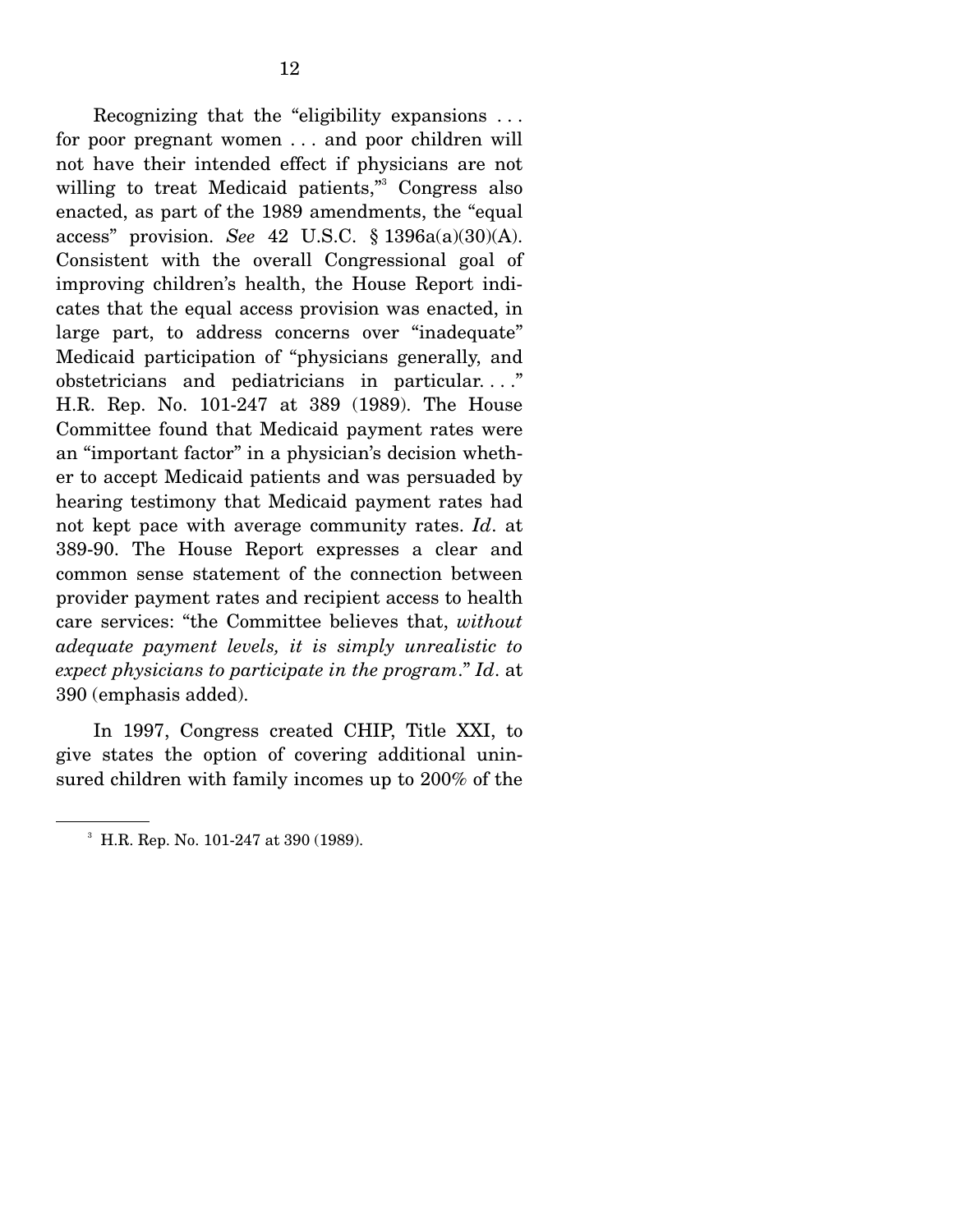Recognizing that the "eligibility expansions . . . for poor pregnant women . . . and poor children will not have their intended effect if physicians are not willing to treat Medicaid patients,"[3] Congress also enacted, as part of the 1989 amendments, the "equal access" provision. *See* 42 U.S.C. § 1396a(a)(30)(A). Consistent with the overall Congressional goal of improving children's health, the House Report indicates that the equal access provision was enacted, in large part, to address concerns over "inadequate" Medicaid participation of "physicians generally, and obstetricians and pediatricians in particular. . . ." H.R. Rep. No. 101-247 at 389 (1989). The House Committee found that Medicaid payment rates were an "important factor" in a physician's decision whether to accept Medicaid patients and was persuaded by hearing testimony that Medicaid payment rates had not kept pace with average community rates. *Id*. at 389-90. The House Report expresses a clear and common sense statement of the connection between provider payment rates and recipient access to health care services: "the Committee believes that, *without adequate payment levels, it is simply unrealistic to expect physicians to participate in the program*." *Id*. at 390 (emphasis added).

In 1997, Congress created CHIP, Title XXI, to give states the option of covering additional uninsured children with family incomes up to 200% of the

---

[3] H.R. Rep. No. 101-247 at 390 (1989).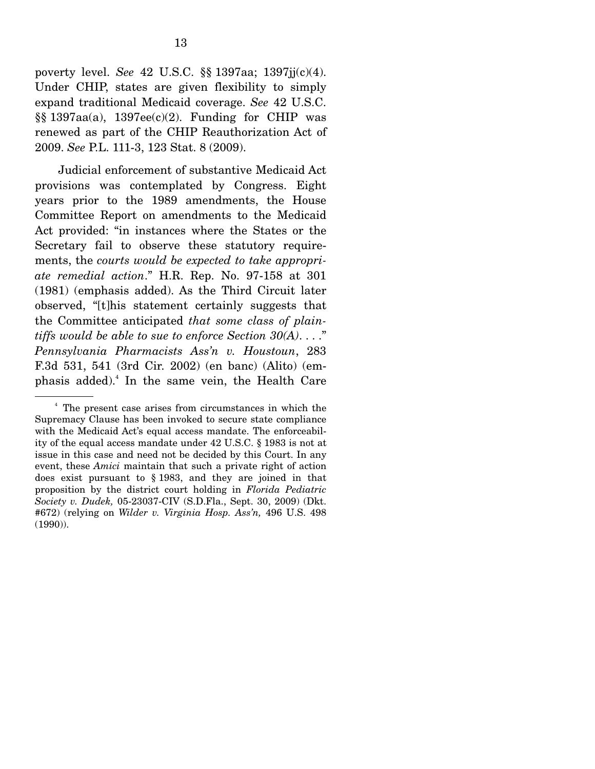poverty level. *See* 42 U.S.C. §§ 1397aa; 1397jj(c)(4). Under CHIP, states are given flexibility to simply expand traditional Medicaid coverage. *See* 42 U.S.C. §§ 1397aa(a), 1397ee(c)(2). Funding for CHIP was renewed as part of the CHIP Reauthorization Act of 2009. *See* P.L. 111-3, 123 Stat. 8 (2009).

Judicial enforcement of substantive Medicaid Act provisions was contemplated by Congress. Eight years prior to the 1989 amendments, the House Committee Report on amendments to the Medicaid Act provided: "in instances where the States or the Secretary fail to observe these statutory requirements, the *courts would be expected to take appropriate remedial action*." H.R. Rep. No. 97-158 at 301 (1981) (emphasis added). As the Third Circuit later observed, "[t]his statement certainly suggests that the Committee anticipated *that some class of plaintiffs would be able to sue to enforce Section 30(A)*. . . ." *Pennsylvania Pharmacists Ass'n v. Houstoun*, 283 F.3d 531, 541 (3rd Cir. 2002) (en banc) (Alito) (emphasis added).[4] In the same vein, the Health Care

[4] The present case arises from circumstances in which the Supremacy Clause has been invoked to secure state compliance with the Medicaid Act's equal access mandate. The enforceability of the equal access mandate under 42 U.S.C. § 1983 is not at issue in this case and need not be decided by this Court. In any event, these *Amici* maintain that such a private right of action does exist pursuant to § 1983, and they are joined in that proposition by the district court holding in *Florida Pediatric Society v. Dudek,* 05-23037-CIV (S.D.Fla., Sept. 30, 2009) (Dkt. #672) (relying on *Wilder v. Virginia Hosp. Ass'n,* 496 U.S. 498 (1990)).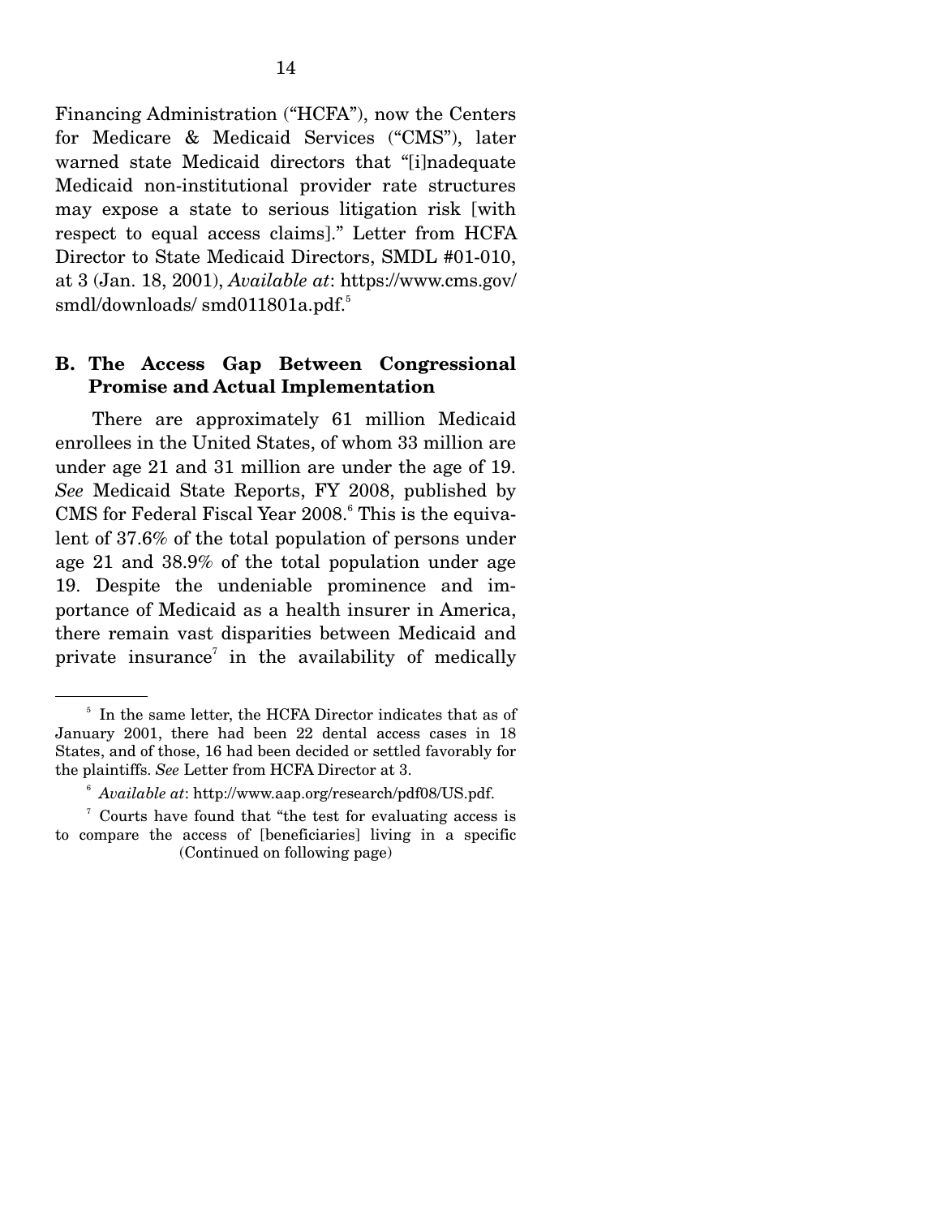Financing Administration ("HCFA"), now the Centers for Medicare & Medicaid Services ("CMS"), later warned state Medicaid directors that "[i]nadequate Medicaid non-institutional provider rate structures may expose a state to serious litigation risk [with respect to equal access claims]." Letter from HCFA Director to State Medicaid Directors, SMDL #01-010, at 3 (Jan. 18, 2001), *Available at*: https://www.cms.gov/smdl/downloads/ smd011801a.pdf.[5]

## B. The Access Gap Between Congressional Promise and Actual Implementation

There are approximately 61 million Medicaid enrollees in the United States, of whom 33 million are under age 21 and 31 million are under the age of 19. *See* Medicaid State Reports, FY 2008, published by CMS for Federal Fiscal Year 2008.[6] This is the equivalent of 37.6% of the total population of persons under age 21 and 38.9% of the total population under age 19. Despite the undeniable prominence and importance of Medicaid as a health insurer in America, there remain vast disparities between Medicaid and private insurance[7] in the availability of medically

---

[5] In the same letter, the HCFA Director indicates that as of January 2001, there had been 22 dental access cases in 18 States, and of those, 16 had been decided or settled favorably for the plaintiffs. *See* Letter from HCFA Director at 3.

[6] *Available at*: http://www.aap.org/research/pdf08/US.pdf.

[7] Courts have found that "the test for evaluating access is to compare the access of [beneficiaries] living in a specific

(Continued on following page)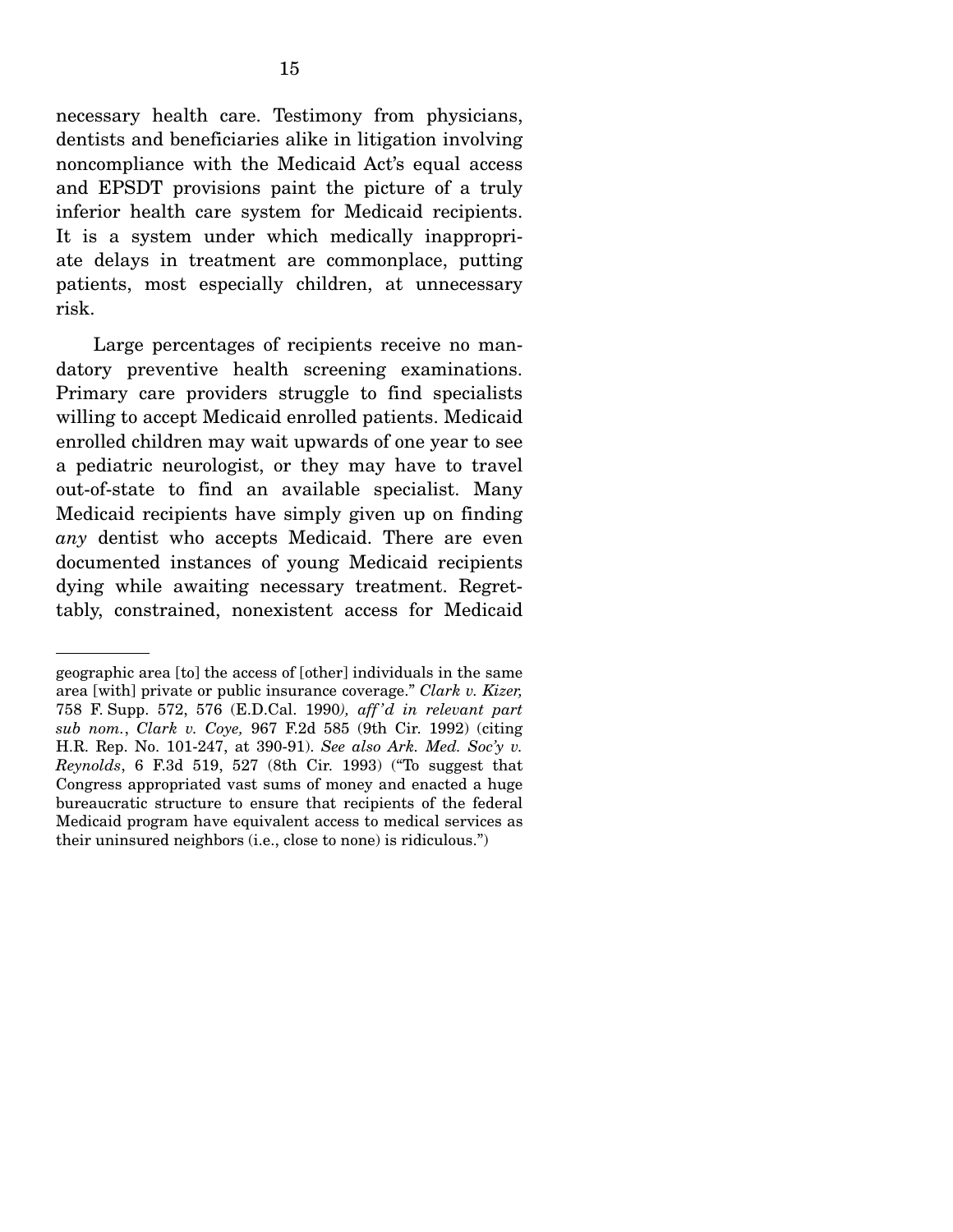necessary health care. Testimony from physicians, dentists and beneficiaries alike in litigation involving noncompliance with the Medicaid Act's equal access and EPSDT provisions paint the picture of a truly inferior health care system for Medicaid recipients. It is a system under which medically inappropriate delays in treatment are commonplace, putting patients, most especially children, at unnecessary risk.

Large percentages of recipients receive no mandatory preventive health screening examinations. Primary care providers struggle to find specialists willing to accept Medicaid enrolled patients. Medicaid enrolled children may wait upwards of one year to see a pediatric neurologist, or they may have to travel out-of-state to find an available specialist. Many Medicaid recipients have simply given up on finding *any* dentist who accepts Medicaid. There are even documented instances of young Medicaid recipients dying while awaiting necessary treatment. Regrettably, constrained, nonexistent access for Medicaid

---

geographic area [to] the access of [other] individuals in the same area [with] private or public insurance coverage." *Clark v. Kizer,* 758 F. Supp. 572, 576 (E.D.Cal. 1990*), aff'd in relevant part sub nom.*, *Clark v. Coye,* 967 F.2d 585 (9th Cir. 1992) (citing H.R. Rep. No. 101-247, at 390-91). *See also Ark. Med. Soc'y v. Reynolds*, 6 F.3d 519, 527 (8th Cir. 1993) ("To suggest that Congress appropriated vast sums of money and enacted a huge bureaucratic structure to ensure that recipients of the federal Medicaid program have equivalent access to medical services as their uninsured neighbors (i.e., close to none) is ridiculous.")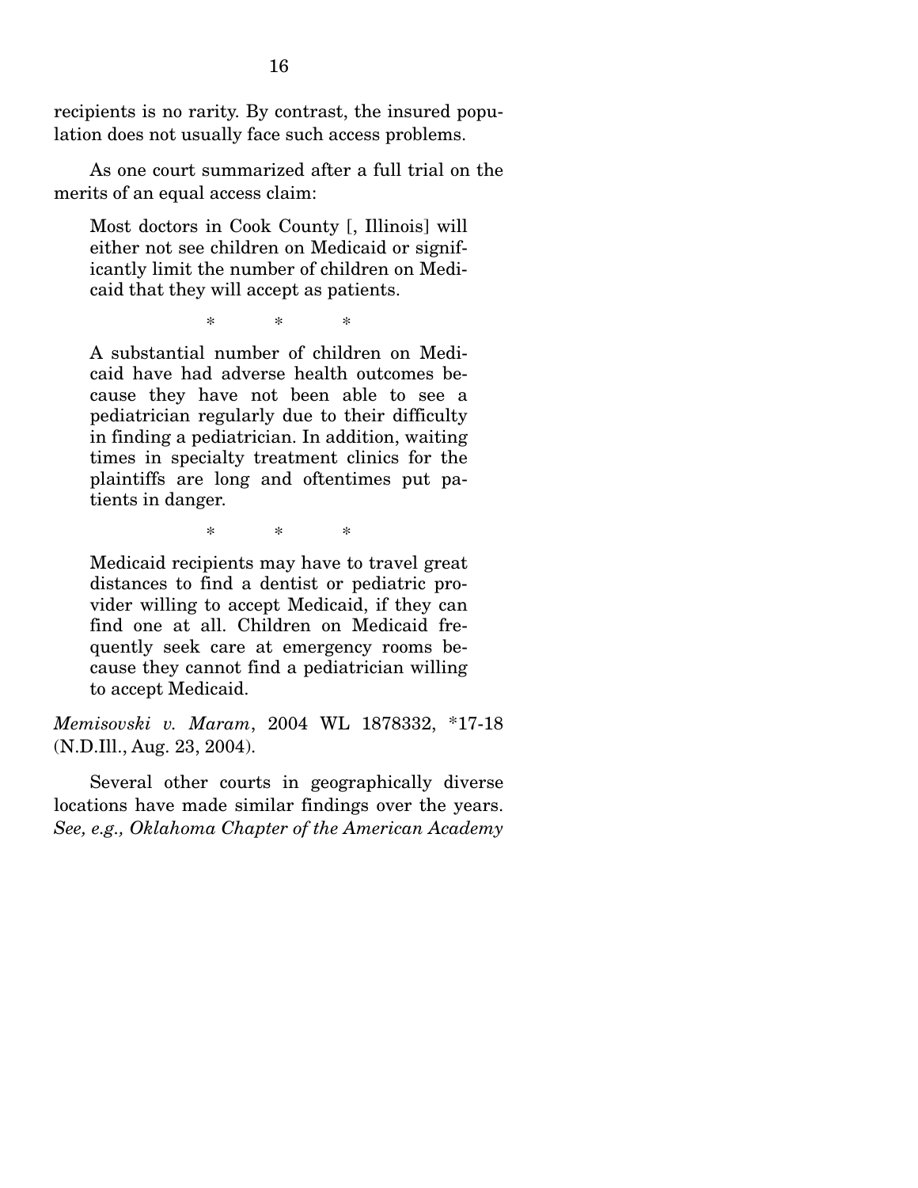recipients is no rarity. By contrast, the insured population does not usually face such access problems.

As one court summarized after a full trial on the merits of an equal access claim:

> Most doctors in Cook County [, Illinois] will either not see children on Medicaid or significantly limit the number of children on Medicaid that they will accept as patients.
>
> \* \* \*
>
> A substantial number of children on Medicaid have had adverse health outcomes because they have not been able to see a pediatrician regularly due to their difficulty in finding a pediatrician. In addition, waiting times in specialty treatment clinics for the plaintiffs are long and oftentimes put patients in danger.
>
> \* \* \*
>
> Medicaid recipients may have to travel great distances to find a dentist or pediatric provider willing to accept Medicaid, if they can find one at all. Children on Medicaid frequently seek care at emergency rooms because they cannot find a pediatrician willing to accept Medicaid.

*Memisovski v. Maram*, 2004 WL 1878332, *17-18 (N.D.Ill., Aug. 23, 2004).

Several other courts in geographically diverse locations have made similar findings over the years. *See, e.g., Oklahoma Chapter of the American Academy*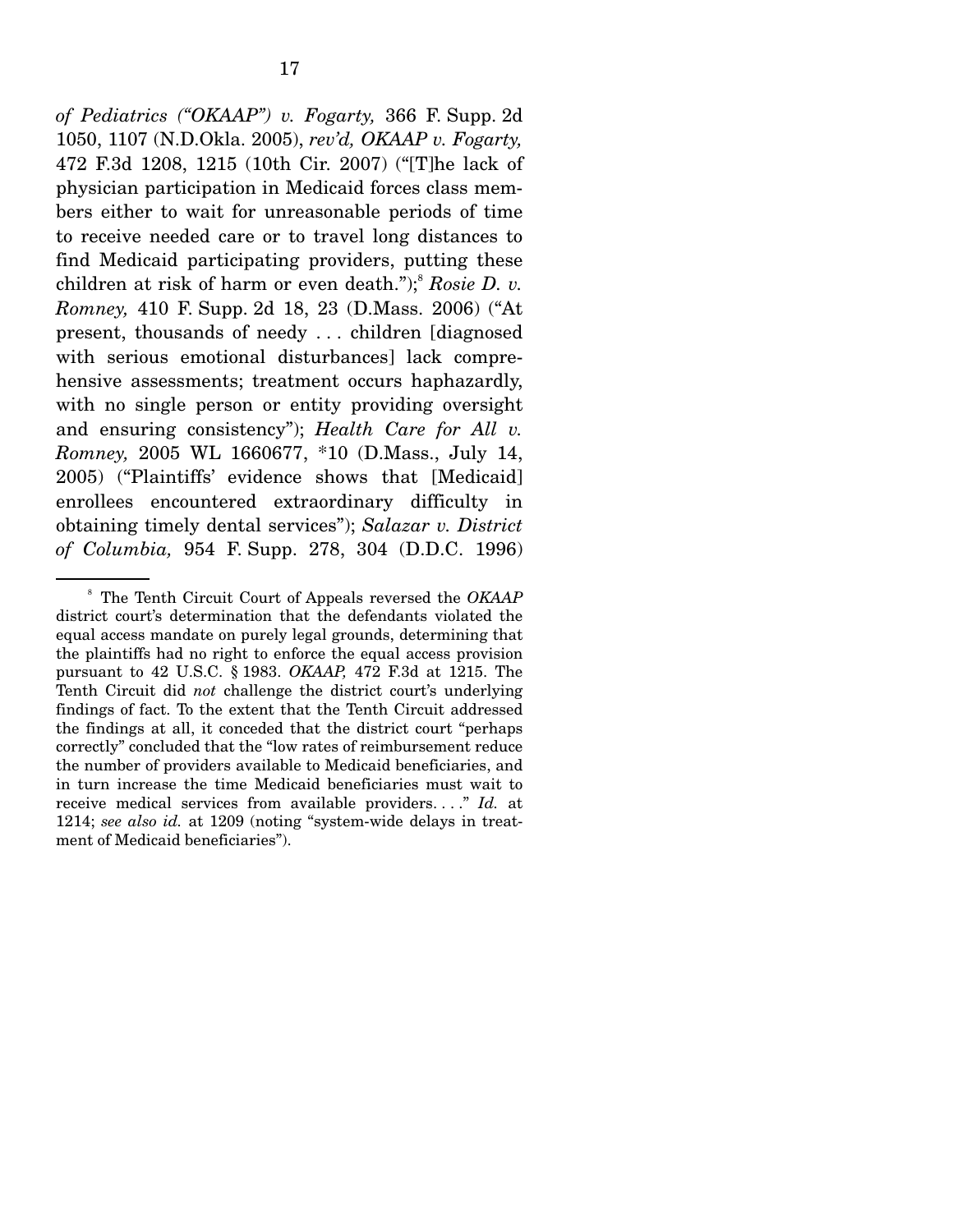*of Pediatrics ("OKAAP") v. Fogarty,* 366 F. Supp. 2d 1050, 1107 (N.D.Okla. 2005), *rev'd, OKAAP v. Fogarty,* 472 F.3d 1208, 1215 (10th Cir. 2007) ("[T]he lack of physician participation in Medicaid forces class members either to wait for unreasonable periods of time to receive needed care or to travel long distances to find Medicaid participating providers, putting these children at risk of harm or even death.");[8] *Rosie D. v. Romney,* 410 F. Supp. 2d 18, 23 (D.Mass. 2006) ("At present, thousands of needy . . . children [diagnosed with serious emotional disturbances] lack comprehensive assessments; treatment occurs haphazardly, with no single person or entity providing oversight and ensuring consistency"); *Health Care for All v. Romney,* 2005 WL 1660677, *10 (D.Mass., July 14, 2005) ("Plaintiffs' evidence shows that [Medicaid] enrollees encountered extraordinary difficulty in obtaining timely dental services"); *Salazar v. District of Columbia,* 954 F. Supp. 278, 304 (D.D.C. 1996)

---

[8] The Tenth Circuit Court of Appeals reversed the *OKAAP* district court's determination that the defendants violated the equal access mandate on purely legal grounds, determining that the plaintiffs had no right to enforce the equal access provision pursuant to 42 U.S.C. § 1983. *OKAAP,* 472 F.3d at 1215. The Tenth Circuit did *not* challenge the district court's underlying findings of fact. To the extent that the Tenth Circuit addressed the findings at all, it conceded that the district court "perhaps correctly" concluded that the "low rates of reimbursement reduce the number of providers available to Medicaid beneficiaries, and in turn increase the time Medicaid beneficiaries must wait to receive medical services from available providers. . . ." *Id.* at 1214; *see also id.* at 1209 (noting "system-wide delays in treatment of Medicaid beneficiaries").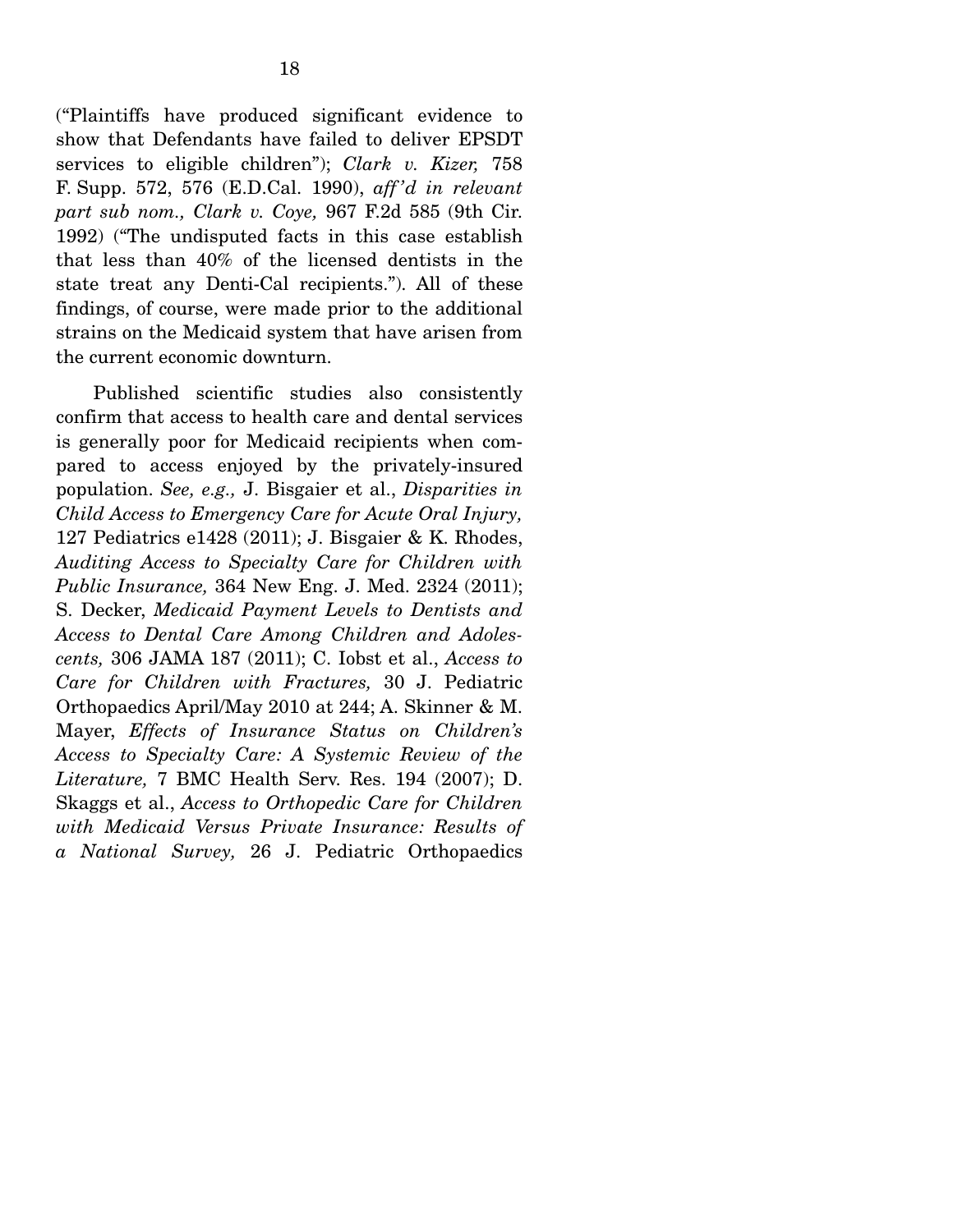("Plaintiffs have produced significant evidence to show that Defendants have failed to deliver EPSDT services to eligible children"); *Clark v. Kizer,* 758 F. Supp. 572, 576 (E.D.Cal. 1990), *aff'd in relevant part sub nom., Clark v. Coye,* 967 F.2d 585 (9th Cir. 1992) ("The undisputed facts in this case establish that less than 40% of the licensed dentists in the state treat any Denti-Cal recipients."). All of these findings, of course, were made prior to the additional strains on the Medicaid system that have arisen from the current economic downturn.

Published scientific studies also consistently confirm that access to health care and dental services is generally poor for Medicaid recipients when compared to access enjoyed by the privately-insured population. *See, e.g.,* J. Bisgaier et al., *Disparities in Child Access to Emergency Care for Acute Oral Injury,* 127 Pediatrics e1428 (2011); J. Bisgaier & K. Rhodes, *Auditing Access to Specialty Care for Children with Public Insurance,* 364 New Eng. J. Med. 2324 (2011); S. Decker, *Medicaid Payment Levels to Dentists and Access to Dental Care Among Children and Adolescents,* 306 JAMA 187 (2011); C. Iobst et al., *Access to Care for Children with Fractures,* 30 J. Pediatric Orthopaedics April/May 2010 at 244; A. Skinner & M. Mayer, *Effects of Insurance Status on Children's Access to Specialty Care: A Systemic Review of the Literature,* 7 BMC Health Serv. Res. 194 (2007); D. Skaggs et al., *Access to Orthopedic Care for Children with Medicaid Versus Private Insurance: Results of a National Survey,* 26 J. Pediatric Orthopaedics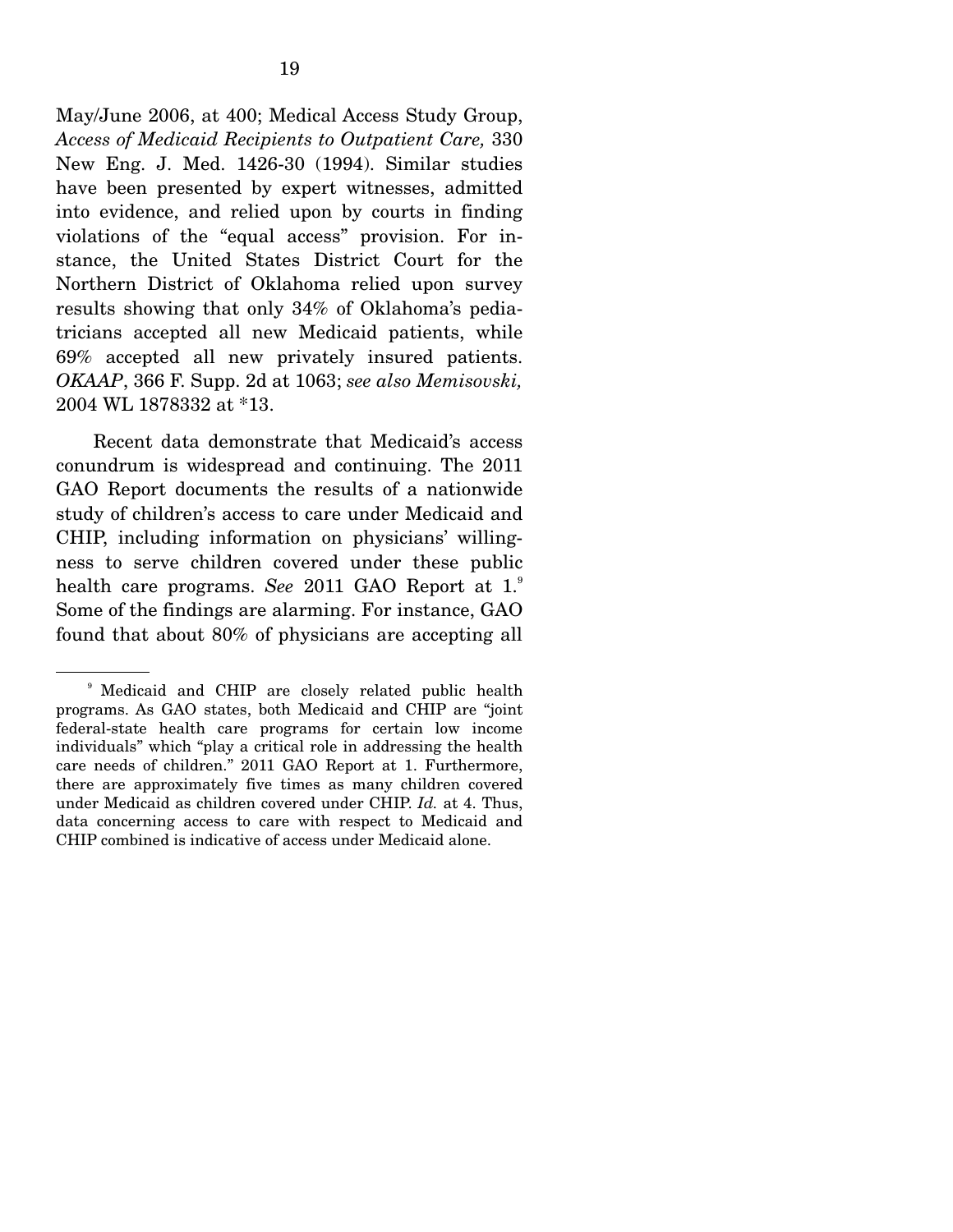May/June 2006, at 400; Medical Access Study Group, *Access of Medicaid Recipients to Outpatient Care,* 330 New Eng. J. Med. 1426-30 (1994). Similar studies have been presented by expert witnesses, admitted into evidence, and relied upon by courts in finding violations of the "equal access" provision. For instance, the United States District Court for the Northern District of Oklahoma relied upon survey results showing that only 34% of Oklahoma's pediatricians accepted all new Medicaid patients, while 69% accepted all new privately insured patients. *OKAAP*, 366 F. Supp. 2d at 1063; *see also Memisovski,* 2004 WL 1878332 at *13.

Recent data demonstrate that Medicaid's access conundrum is widespread and continuing. The 2011 GAO Report documents the results of a nationwide study of children's access to care under Medicaid and CHIP, including information on physicians' willingness to serve children covered under these public health care programs. *See* 2011 GAO Report at 1.[9] Some of the findings are alarming. For instance, GAO found that about 80% of physicians are accepting all

[9] Medicaid and CHIP are closely related public health programs. As GAO states, both Medicaid and CHIP are "joint federal-state health care programs for certain low income individuals" which "play a critical role in addressing the health care needs of children." 2011 GAO Report at 1. Furthermore, there are approximately five times as many children covered under Medicaid as children covered under CHIP. *Id.* at 4. Thus, data concerning access to care with respect to Medicaid and CHIP combined is indicative of access under Medicaid alone.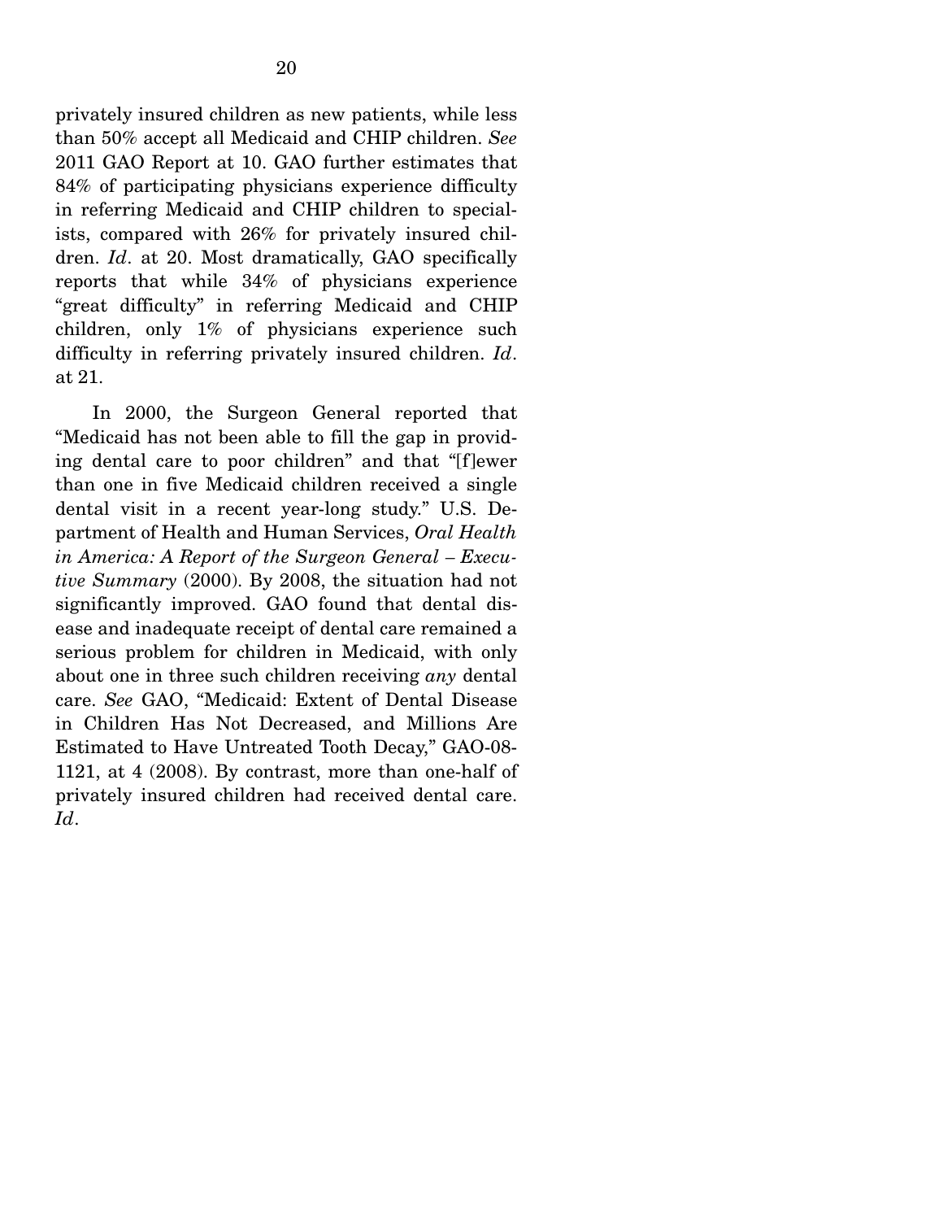privately insured children as new patients, while less than 50% accept all Medicaid and CHIP children. *See* 2011 GAO Report at 10. GAO further estimates that 84% of participating physicians experience difficulty in referring Medicaid and CHIP children to specialists, compared with 26% for privately insured children. *Id*. at 20. Most dramatically, GAO specifically reports that while 34% of physicians experience "great difficulty" in referring Medicaid and CHIP children, only 1% of physicians experience such difficulty in referring privately insured children. *Id*. at 21.

In 2000, the Surgeon General reported that "Medicaid has not been able to fill the gap in providing dental care to poor children" and that "[f]ewer than one in five Medicaid children received a single dental visit in a recent year-long study." U.S. Department of Health and Human Services, *Oral Health in America: A Report of the Surgeon General – Executive Summary* (2000). By 2008, the situation had not significantly improved. GAO found that dental disease and inadequate receipt of dental care remained a serious problem for children in Medicaid, with only about one in three such children receiving *any* dental care. *See* GAO, "Medicaid: Extent of Dental Disease in Children Has Not Decreased, and Millions Are Estimated to Have Untreated Tooth Decay," GAO-08-1121, at 4 (2008). By contrast, more than one-half of privately insured children had received dental care. *Id*.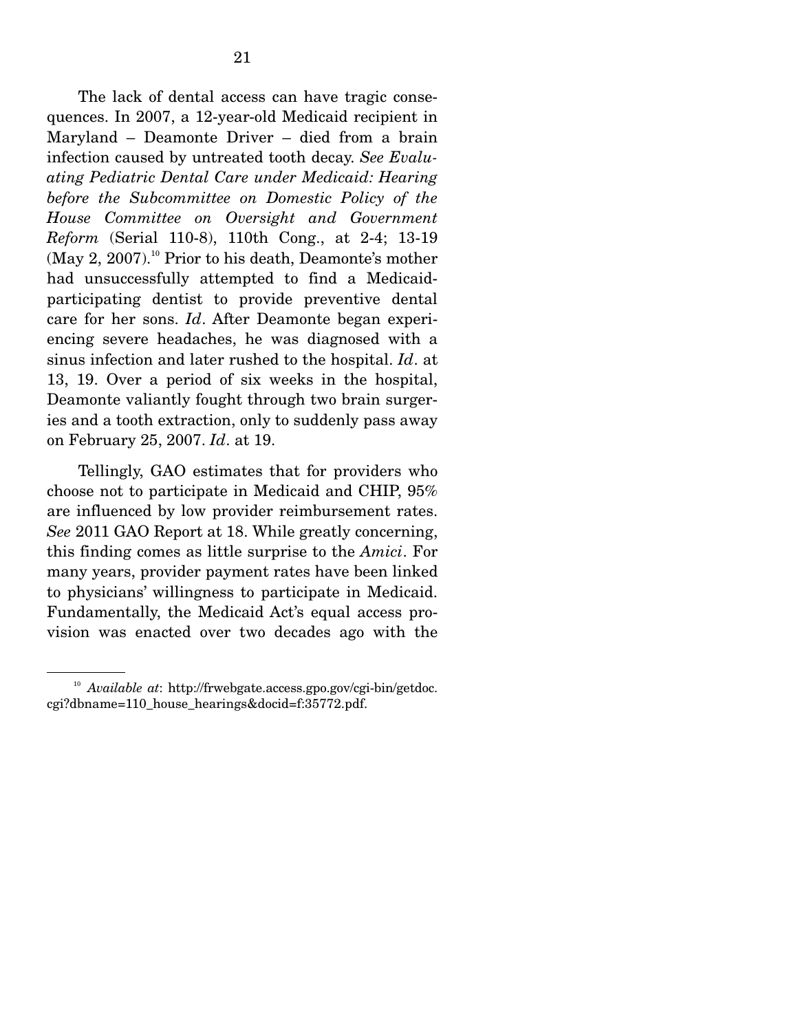The lack of dental access can have tragic consequences. In 2007, a 12-year-old Medicaid recipient in Maryland – Deamonte Driver – died from a brain infection caused by untreated tooth decay. *See Evaluating Pediatric Dental Care under Medicaid: Hearing before the Subcommittee on Domestic Policy of the House Committee on Oversight and Government Reform* (Serial 110-8), 110th Cong., at 2-4; 13-19 (May 2, 2007).[10] Prior to his death, Deamonte's mother had unsuccessfully attempted to find a Medicaid-participating dentist to provide preventive dental care for her sons. *Id*. After Deamonte began experiencing severe headaches, he was diagnosed with a sinus infection and later rushed to the hospital. *Id*. at 13, 19. Over a period of six weeks in the hospital, Deamonte valiantly fought through two brain surgeries and a tooth extraction, only to suddenly pass away on February 25, 2007. *Id*. at 19.

Tellingly, GAO estimates that for providers who choose not to participate in Medicaid and CHIP, 95% are influenced by low provider reimbursement rates. *See* 2011 GAO Report at 18. While greatly concerning, this finding comes as little surprise to the *Amici*. For many years, provider payment rates have been linked to physicians' willingness to participate in Medicaid. Fundamentally, the Medicaid Act's equal access provision was enacted over two decades ago with the

---

[10] *Available at*: http://frwebgate.access.gpo.gov/cgi-bin/getdoc.cgi?dbname=110_house_hearings&docid=f:35772.pdf.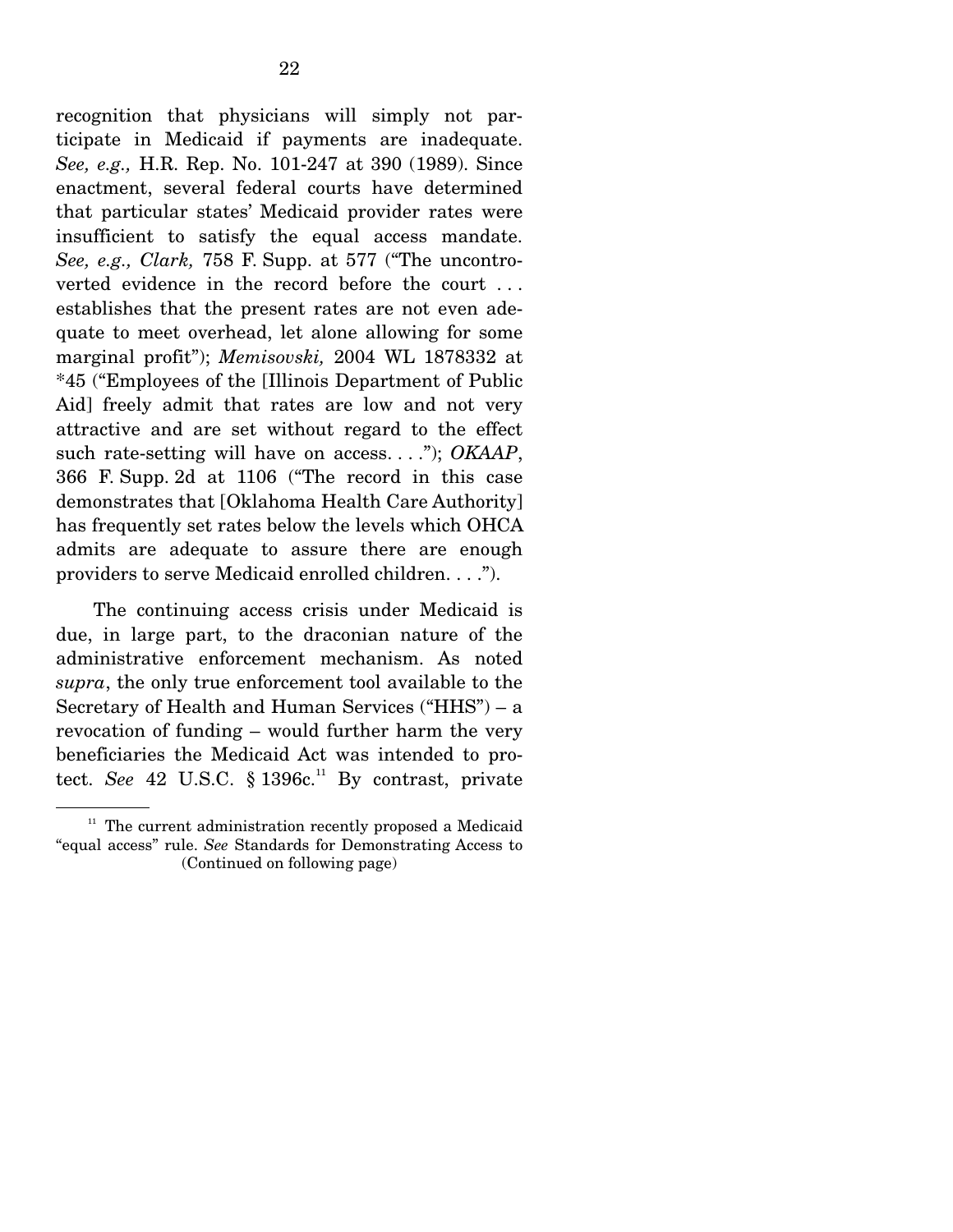recognition that physicians will simply not participate in Medicaid if payments are inadequate. *See, e.g.,* H.R. Rep. No. 101-247 at 390 (1989). Since enactment, several federal courts have determined that particular states' Medicaid provider rates were insufficient to satisfy the equal access mandate. *See, e.g., Clark,* 758 F. Supp. at 577 ("The uncontroverted evidence in the record before the court . . . establishes that the present rates are not even adequate to meet overhead, let alone allowing for some marginal profit"); *Memisovski,* 2004 WL 1878332 at *45 ("Employees of the [Illinois Department of Public Aid] freely admit that rates are low and not very attractive and are set without regard to the effect such rate-setting will have on access. . . ."); *OKAAP*, 366 F. Supp. 2d at 1106 ("The record in this case demonstrates that [Oklahoma Health Care Authority] has frequently set rates below the levels which OHCA admits are adequate to assure there are enough providers to serve Medicaid enrolled children. . . .").

The continuing access crisis under Medicaid is due, in large part, to the draconian nature of the administrative enforcement mechanism. As noted *supra*, the only true enforcement tool available to the Secretary of Health and Human Services ("HHS") – a revocation of funding – would further harm the very beneficiaries the Medicaid Act was intended to protect. *See* 42 U.S.C. § 1396c.[11] By contrast, private

[11] The current administration recently proposed a Medicaid "equal access" rule. *See* Standards for Demonstrating Access to (Continued on following page)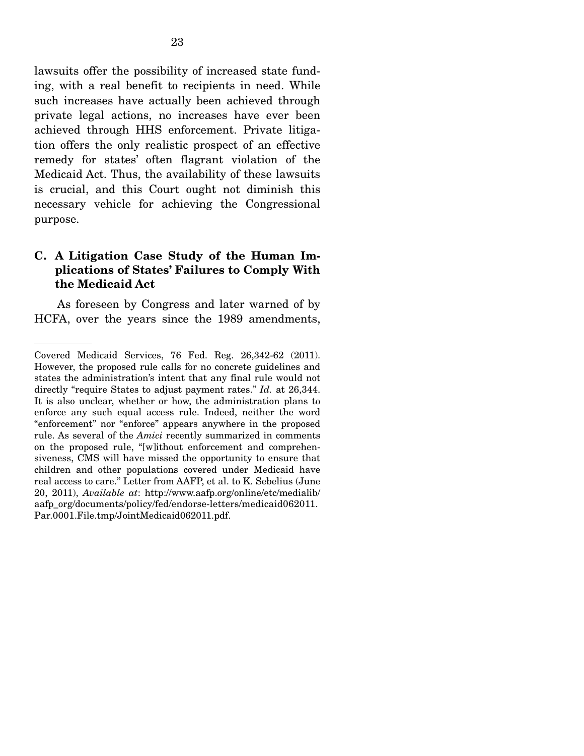lawsuits offer the possibility of increased state funding, with a real benefit to recipients in need. While such increases have actually been achieved through private legal actions, no increases have ever been achieved through HHS enforcement. Private litigation offers the only realistic prospect of an effective remedy for states' often flagrant violation of the Medicaid Act. Thus, the availability of these lawsuits is crucial, and this Court ought not diminish this necessary vehicle for achieving the Congressional purpose.

### C. A Litigation Case Study of the Human Implications of States' Failures to Comply With the Medicaid Act

As foreseen by Congress and later warned of by HCFA, over the years since the 1989 amendments,

---

Covered Medicaid Services, 76 Fed. Reg. 26,342-62 (2011). However, the proposed rule calls for no concrete guidelines and states the administration's intent that any final rule would not directly "require States to adjust payment rates." *Id.* at 26,344. It is also unclear, whether or how, the administration plans to enforce any such equal access rule. Indeed, neither the word "enforcement" nor "enforce" appears anywhere in the proposed rule. As several of the *Amici* recently summarized in comments on the proposed rule, "[w]ithout enforcement and comprehensiveness, CMS will have missed the opportunity to ensure that children and other populations covered under Medicaid have real access to care." Letter from AAFP, et al. to K. Sebelius (June 20, 2011), *Available at*: http://www.aafp.org/online/etc/medialib/aafp_org/documents/policy/fed/endorse-letters/medicaid062011.Par.0001.File.tmp/JointMedicaid062011.pdf.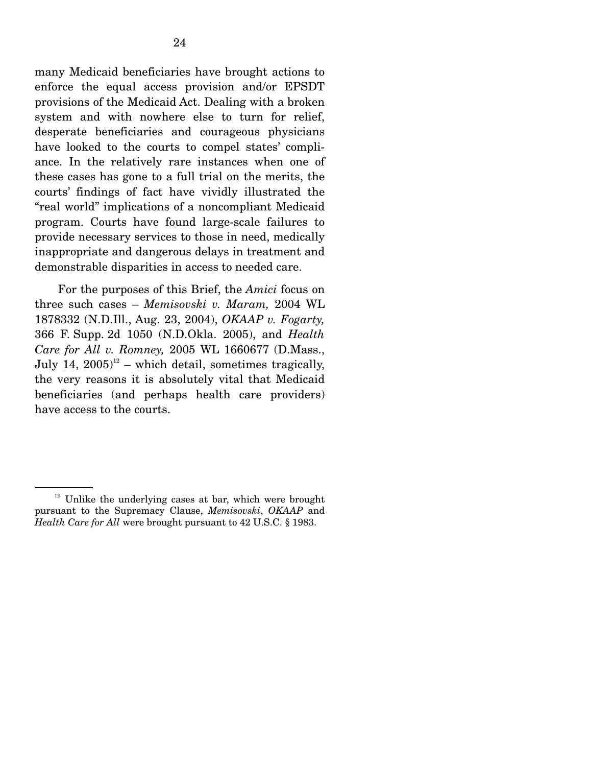many Medicaid beneficiaries have brought actions to enforce the equal access provision and/or EPSDT provisions of the Medicaid Act. Dealing with a broken system and with nowhere else to turn for relief, desperate beneficiaries and courageous physicians have looked to the courts to compel states' compliance. In the relatively rare instances when one of these cases has gone to a full trial on the merits, the courts' findings of fact have vividly illustrated the "real world" implications of a noncompliant Medicaid program. Courts have found large-scale failures to provide necessary services to those in need, medically inappropriate and dangerous delays in treatment and demonstrable disparities in access to needed care.

For the purposes of this Brief, the *Amici* focus on three such cases – *Memisovski v. Maram,* 2004 WL 1878332 (N.D.Ill., Aug. 23, 2004), *OKAAP v. Fogarty,* 366 F. Supp. 2d 1050 (N.D.Okla. 2005), and *Health Care for All v. Romney,* 2005 WL 1660677 (D.Mass., July 14, 2005)[12] – which detail, sometimes tragically, the very reasons it is absolutely vital that Medicaid beneficiaries (and perhaps health care providers) have access to the courts.

---

[12] Unlike the underlying cases at bar, which were brought pursuant to the Supremacy Clause, *Memisovski*, *OKAAP* and *Health Care for All* were brought pursuant to 42 U.S.C. § 1983.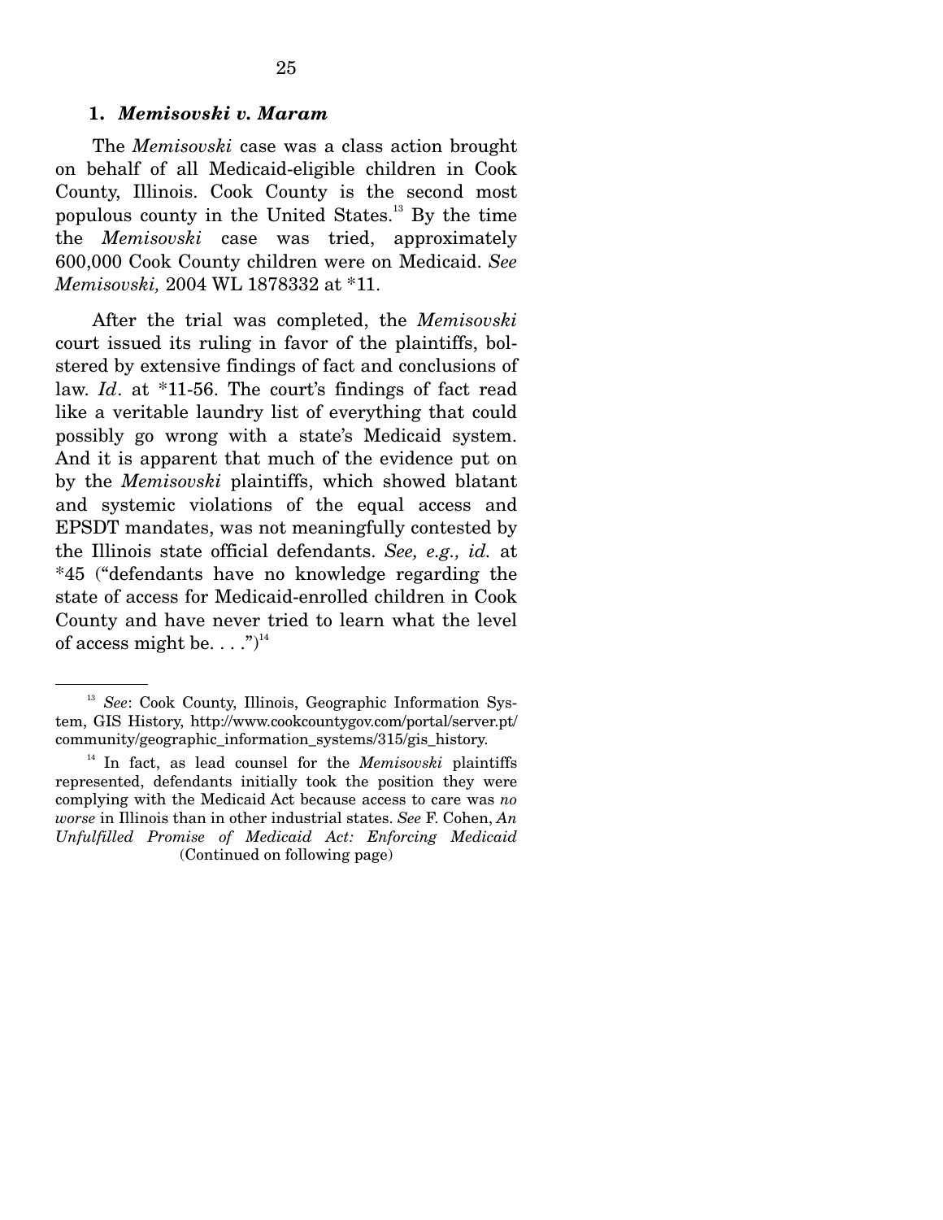### 1. *Memisovski v. Maram*

The *Memisovski* case was a class action brought on behalf of all Medicaid-eligible children in Cook County, Illinois. Cook County is the second most populous county in the United States.[13] By the time the *Memisovski* case was tried, approximately 600,000 Cook County children were on Medicaid. *See Memisovski,* 2004 WL 1878332 at *11.

After the trial was completed, the *Memisovski* court issued its ruling in favor of the plaintiffs, bolstered by extensive findings of fact and conclusions of law. *Id*. at *11-56. The court's findings of fact read like a veritable laundry list of everything that could possibly go wrong with a state's Medicaid system. And it is apparent that much of the evidence put on by the *Memisovski* plaintiffs, which showed blatant and systemic violations of the equal access and EPSDT mandates, was not meaningfully contested by the Illinois state official defendants. *See, e.g., id.* at *45 ("defendants have no knowledge regarding the state of access for Medicaid-enrolled children in Cook County and have never tried to learn what the level of access might be. . . .")[14]

---

[13] *See*: Cook County, Illinois, Geographic Information System, GIS History, http://www.cookcountygov.com/portal/server.pt/community/geographic_information_systems/315/gis_history.

[14] In fact, as lead counsel for the *Memisovski* plaintiffs represented, defendants initially took the position they were complying with the Medicaid Act because access to care was *no worse* in Illinois than in other industrial states. *See* F. Cohen, *An Unfulfilled Promise of Medicaid Act: Enforcing Medicaid*

(Continued on following page)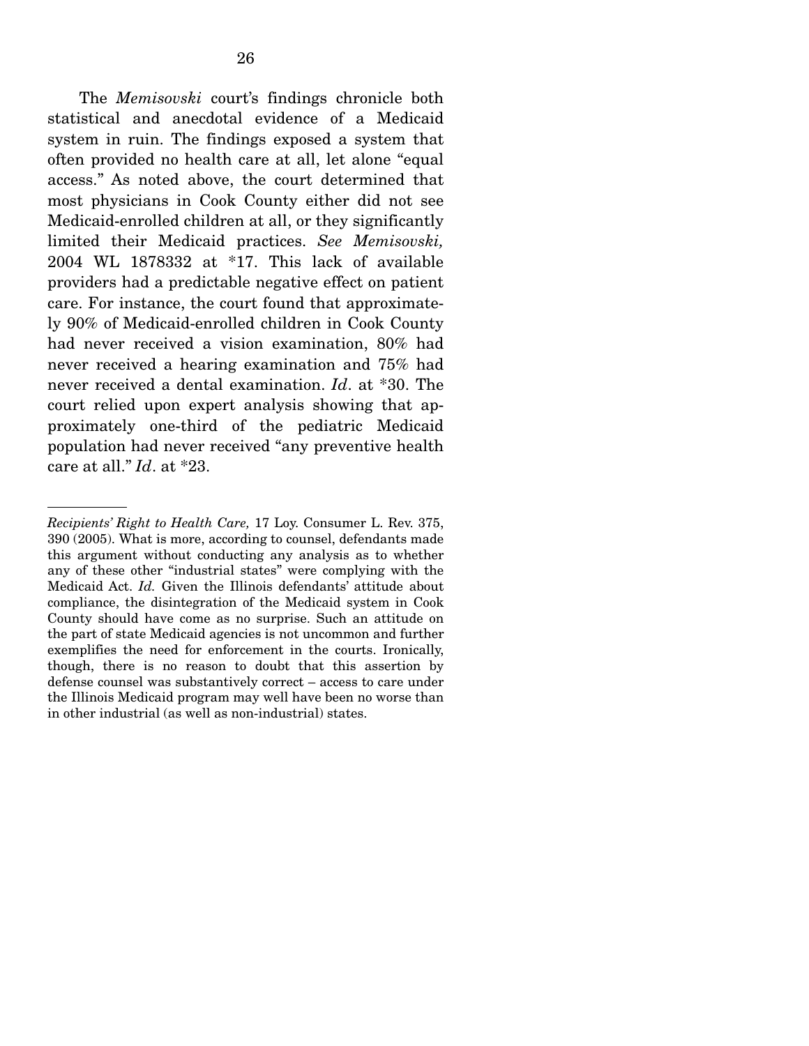The *Memisovski* court's findings chronicle both statistical and anecdotal evidence of a Medicaid system in ruin. The findings exposed a system that often provided no health care at all, let alone "equal access." As noted above, the court determined that most physicians in Cook County either did not see Medicaid-enrolled children at all, or they significantly limited their Medicaid practices. *See Memisovski,* 2004 WL 1878332 at *17. This lack of available providers had a predictable negative effect on patient care. For instance, the court found that approximately 90% of Medicaid-enrolled children in Cook County had never received a vision examination, 80% had never received a hearing examination and 75% had never received a dental examination. *Id*. at *30. The court relied upon expert analysis showing that approximately one-third of the pediatric Medicaid population had never received "any preventive health care at all." *Id*. at *23.

---

*Recipients' Right to Health Care,* 17 Loy. Consumer L. Rev. 375, 390 (2005). What is more, according to counsel, defendants made this argument without conducting any analysis as to whether any of these other "industrial states" were complying with the Medicaid Act. *Id.* Given the Illinois defendants' attitude about compliance, the disintegration of the Medicaid system in Cook County should have come as no surprise. Such an attitude on the part of state Medicaid agencies is not uncommon and further exemplifies the need for enforcement in the courts. Ironically, though, there is no reason to doubt that this assertion by defense counsel was substantively correct – access to care under the Illinois Medicaid program may well have been no worse than in other industrial (as well as non-industrial) states.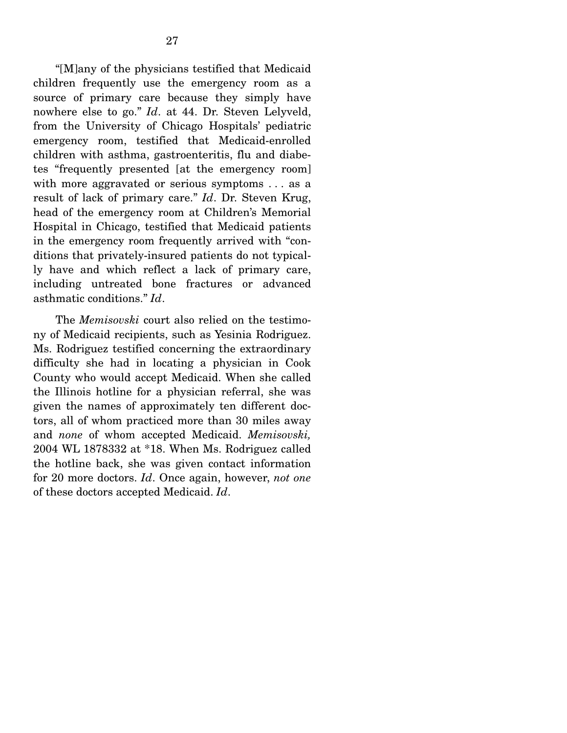"[M]any of the physicians testified that Medicaid children frequently use the emergency room as a source of primary care because they simply have nowhere else to go." *Id*. at 44. Dr. Steven Lelyveld, from the University of Chicago Hospitals' pediatric emergency room, testified that Medicaid-enrolled children with asthma, gastroenteritis, flu and diabetes "frequently presented [at the emergency room] with more aggravated or serious symptoms . . . as a result of lack of primary care." *Id*. Dr. Steven Krug, head of the emergency room at Children's Memorial Hospital in Chicago, testified that Medicaid patients in the emergency room frequently arrived with "conditions that privately-insured patients do not typically have and which reflect a lack of primary care, including untreated bone fractures or advanced asthmatic conditions." *Id*.

The *Memisovski* court also relied on the testimony of Medicaid recipients, such as Yesinia Rodriguez. Ms. Rodriguez testified concerning the extraordinary difficulty she had in locating a physician in Cook County who would accept Medicaid. When she called the Illinois hotline for a physician referral, she was given the names of approximately ten different doctors, all of whom practiced more than 30 miles away and *none* of whom accepted Medicaid. *Memisovski,* 2004 WL 1878332 at *18. When Ms. Rodriguez called the hotline back, she was given contact information for 20 more doctors. *Id*. Once again, however, *not one* of these doctors accepted Medicaid. *Id*.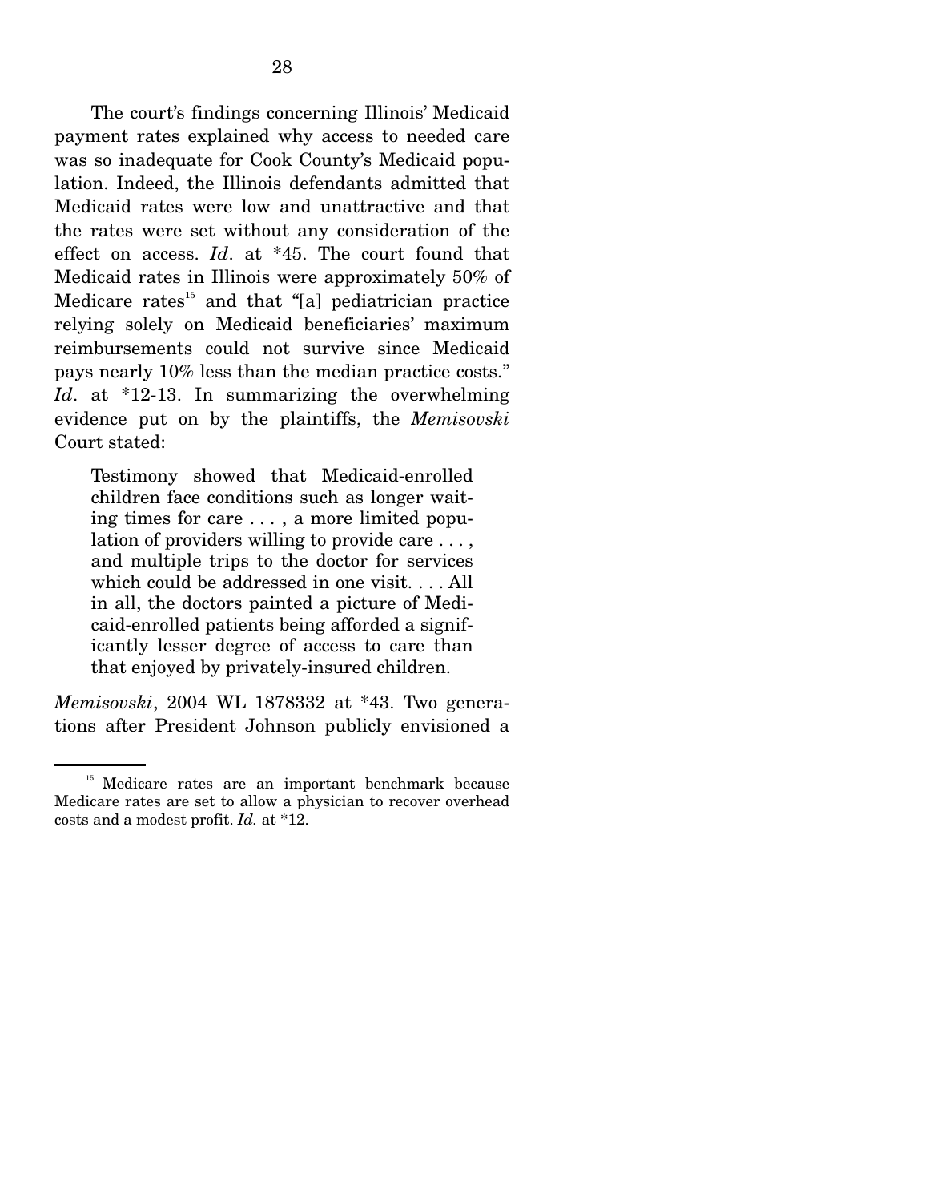The court's findings concerning Illinois' Medicaid payment rates explained why access to needed care was so inadequate for Cook County's Medicaid population. Indeed, the Illinois defendants admitted that Medicaid rates were low and unattractive and that the rates were set without any consideration of the effect on access. *Id*. at *45. The court found that Medicaid rates in Illinois were approximately 50% of Medicare rates[15] and that "[a] pediatrician practice relying solely on Medicaid beneficiaries' maximum reimbursements could not survive since Medicaid pays nearly 10% less than the median practice costs." *Id*. at *12-13. In summarizing the overwhelming evidence put on by the plaintiffs, the *Memisovski* Court stated:

> Testimony showed that Medicaid-enrolled children face conditions such as longer waiting times for care . . . , a more limited population of providers willing to provide care . . . , and multiple trips to the doctor for services which could be addressed in one visit. . . . All in all, the doctors painted a picture of Medicaid-enrolled patients being afforded a significantly lesser degree of access to care than that enjoyed by privately-insured children.

*Memisovski*, 2004 WL 1878332 at *43. Two generations after President Johnson publicly envisioned a

---

[15] Medicare rates are an important benchmark because Medicare rates are set to allow a physician to recover overhead costs and a modest profit. *Id.* at *12.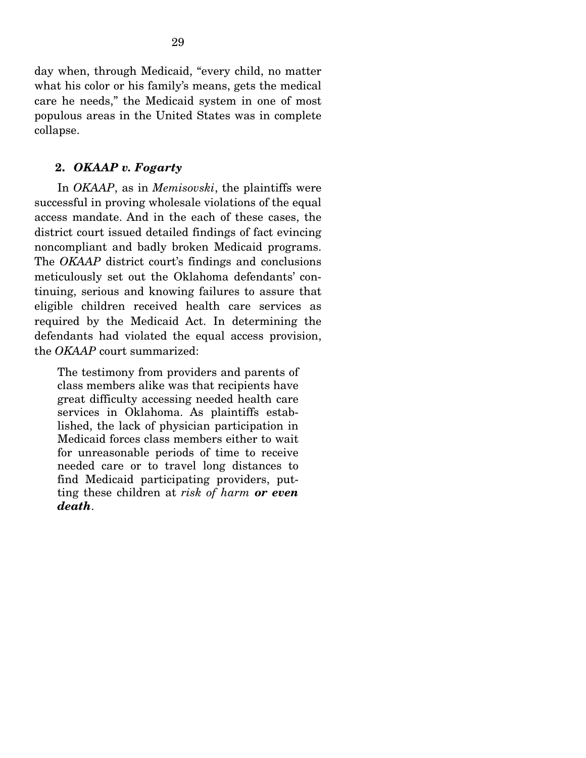day when, through Medicaid, "every child, no matter what his color or his family's means, gets the medical care he needs," the Medicaid system in one of most populous areas in the United States was in complete collapse.

### 2. *OKAAP v. Fogarty*

In *OKAAP*, as in *Memisovski*, the plaintiffs were successful in proving wholesale violations of the equal access mandate. And in the each of these cases, the district court issued detailed findings of fact evincing noncompliant and badly broken Medicaid programs. The *OKAAP* district court's findings and conclusions meticulously set out the Oklahoma defendants' continuing, serious and knowing failures to assure that eligible children received health care services as required by the Medicaid Act. In determining the defendants had violated the equal access provision, the *OKAAP* court summarized:

> The testimony from providers and parents of class members alike was that recipients have great difficulty accessing needed health care services in Oklahoma. As plaintiffs established, the lack of physician participation in Medicaid forces class members either to wait for unreasonable periods of time to receive needed care or to travel long distances to find Medicaid participating providers, putting these children at *risk of harm* ***or even death***.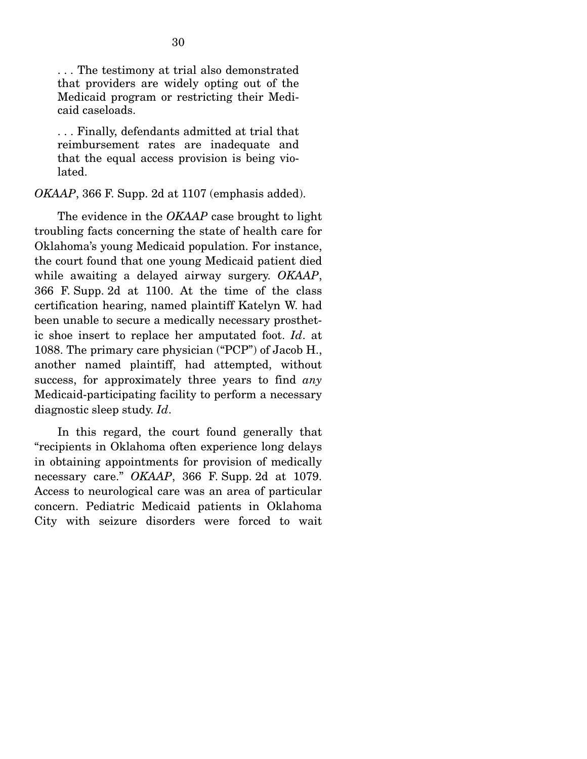> . . . The testimony at trial also demonstrated that providers are widely opting out of the Medicaid program or restricting their Medicaid caseloads.
>
> . . . Finally, defendants admitted at trial that reimbursement rates are inadequate and that the equal access provision is being violated.

*OKAAP*, 366 F. Supp. 2d at 1107 (emphasis added).

The evidence in the *OKAAP* case brought to light troubling facts concerning the state of health care for Oklahoma's young Medicaid population. For instance, the court found that one young Medicaid patient died while awaiting a delayed airway surgery. *OKAAP*, 366 F. Supp. 2d at 1100. At the time of the class certification hearing, named plaintiff Katelyn W. had been unable to secure a medically necessary prosthetic shoe insert to replace her amputated foot. *Id*. at 1088. The primary care physician ("PCP") of Jacob H., another named plaintiff, had attempted, without success, for approximately three years to find *any* Medicaid-participating facility to perform a necessary diagnostic sleep study. *Id*.

In this regard, the court found generally that "recipients in Oklahoma often experience long delays in obtaining appointments for provision of medically necessary care." *OKAAP*, 366 F. Supp. 2d at 1079. Access to neurological care was an area of particular concern. Pediatric Medicaid patients in Oklahoma City with seizure disorders were forced to wait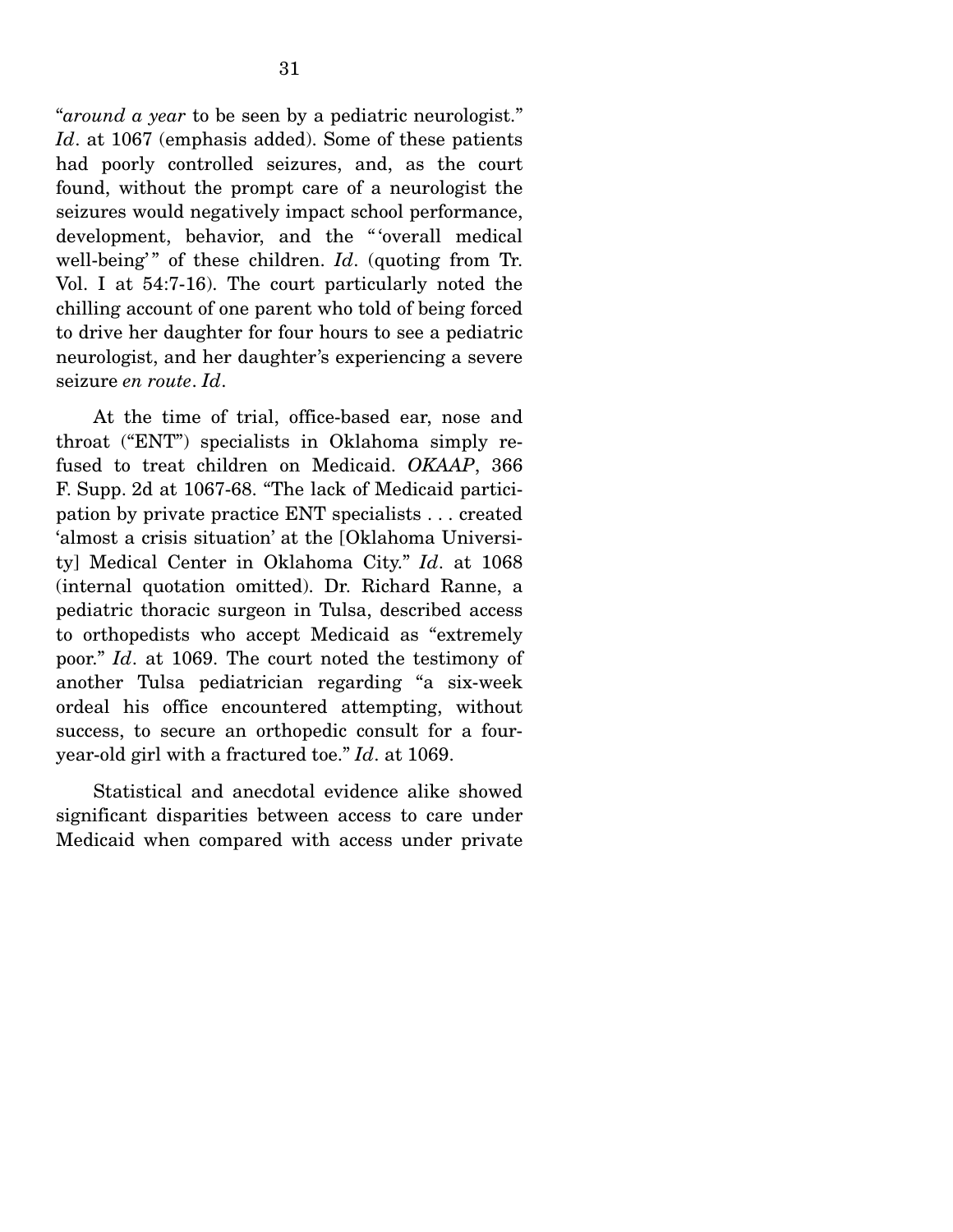"*around a year* to be seen by a pediatric neurologist." *Id*. at 1067 (emphasis added). Some of these patients had poorly controlled seizures, and, as the court found, without the prompt care of a neurologist the seizures would negatively impact school performance, development, behavior, and the "'overall medical well-being'" of these children. *Id*. (quoting from Tr. Vol. I at 54:7-16). The court particularly noted the chilling account of one parent who told of being forced to drive her daughter for four hours to see a pediatric neurologist, and her daughter's experiencing a severe seizure *en route*. *Id*.

At the time of trial, office-based ear, nose and throat ("ENT") specialists in Oklahoma simply refused to treat children on Medicaid. *OKAAP*, 366 F. Supp. 2d at 1067-68. "The lack of Medicaid participation by private practice ENT specialists . . . created 'almost a crisis situation' at the [Oklahoma University] Medical Center in Oklahoma City." *Id*. at 1068 (internal quotation omitted). Dr. Richard Ranne, a pediatric thoracic surgeon in Tulsa, described access to orthopedists who accept Medicaid as "extremely poor." *Id*. at 1069. The court noted the testimony of another Tulsa pediatrician regarding "a six-week ordeal his office encountered attempting, without success, to secure an orthopedic consult for a four-year-old girl with a fractured toe." *Id*. at 1069.

Statistical and anecdotal evidence alike showed significant disparities between access to care under Medicaid when compared with access under private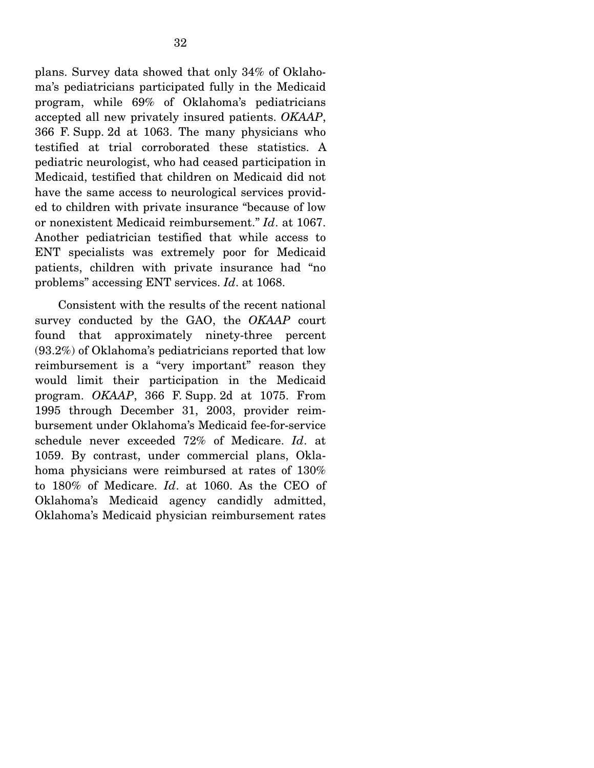plans. Survey data showed that only 34% of Oklahoma's pediatricians participated fully in the Medicaid program, while 69% of Oklahoma's pediatricians accepted all new privately insured patients. *OKAAP*, 366 F. Supp. 2d at 1063. The many physicians who testified at trial corroborated these statistics. A pediatric neurologist, who had ceased participation in Medicaid, testified that children on Medicaid did not have the same access to neurological services provided to children with private insurance "because of low or nonexistent Medicaid reimbursement." *Id*. at 1067. Another pediatrician testified that while access to ENT specialists was extremely poor for Medicaid patients, children with private insurance had "no problems" accessing ENT services. *Id*. at 1068.

Consistent with the results of the recent national survey conducted by the GAO, the *OKAAP* court found that approximately ninety-three percent (93.2%) of Oklahoma's pediatricians reported that low reimbursement is a "very important" reason they would limit their participation in the Medicaid program. *OKAAP*, 366 F. Supp. 2d at 1075. From 1995 through December 31, 2003, provider reimbursement under Oklahoma's Medicaid fee-for-service schedule never exceeded 72% of Medicare. *Id*. at 1059. By contrast, under commercial plans, Oklahoma physicians were reimbursed at rates of 130% to 180% of Medicare. *Id*. at 1060. As the CEO of Oklahoma's Medicaid agency candidly admitted, Oklahoma's Medicaid physician reimbursement rates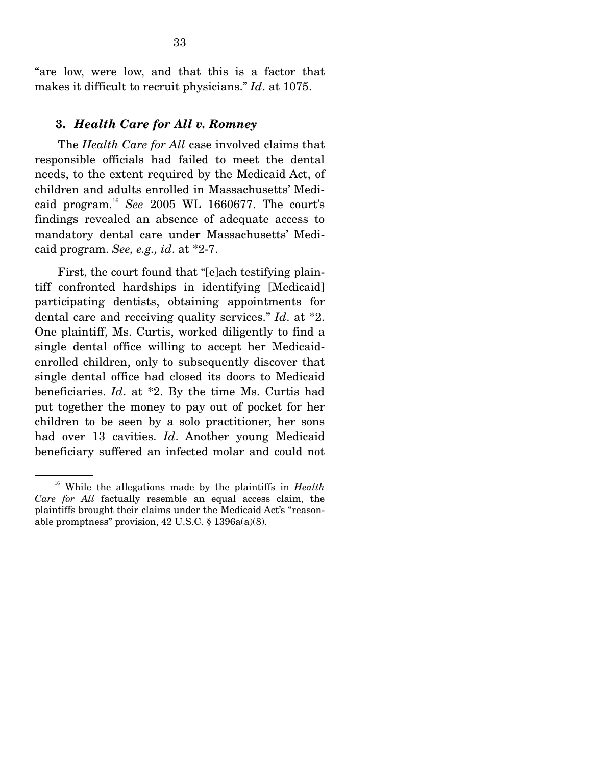"are low, were low, and that this is a factor that makes it difficult to recruit physicians." *Id*. at 1075.

### 3. *Health Care for All v. Romney*

The *Health Care for All* case involved claims that responsible officials had failed to meet the dental needs, to the extent required by the Medicaid Act, of children and adults enrolled in Massachusetts' Medicaid program.[16] *See* 2005 WL 1660677. The court's findings revealed an absence of adequate access to mandatory dental care under Massachusetts' Medicaid program. *See, e.g., id*. at *2-7.

First, the court found that "[e]ach testifying plaintiff confronted hardships in identifying [Medicaid] participating dentists, obtaining appointments for dental care and receiving quality services." *Id*. at *2. One plaintiff, Ms. Curtis, worked diligently to find a single dental office willing to accept her Medicaid-enrolled children, only to subsequently discover that single dental office had closed its doors to Medicaid beneficiaries. *Id*. at *2. By the time Ms. Curtis had put together the money to pay out of pocket for her children to be seen by a solo practitioner, her sons had over 13 cavities. *Id*. Another young Medicaid beneficiary suffered an infected molar and could not

[16] While the allegations made by the plaintiffs in *Health Care for All* factually resemble an equal access claim, the plaintiffs brought their claims under the Medicaid Act's "reasonable promptness" provision, 42 U.S.C. § 1396a(a)(8).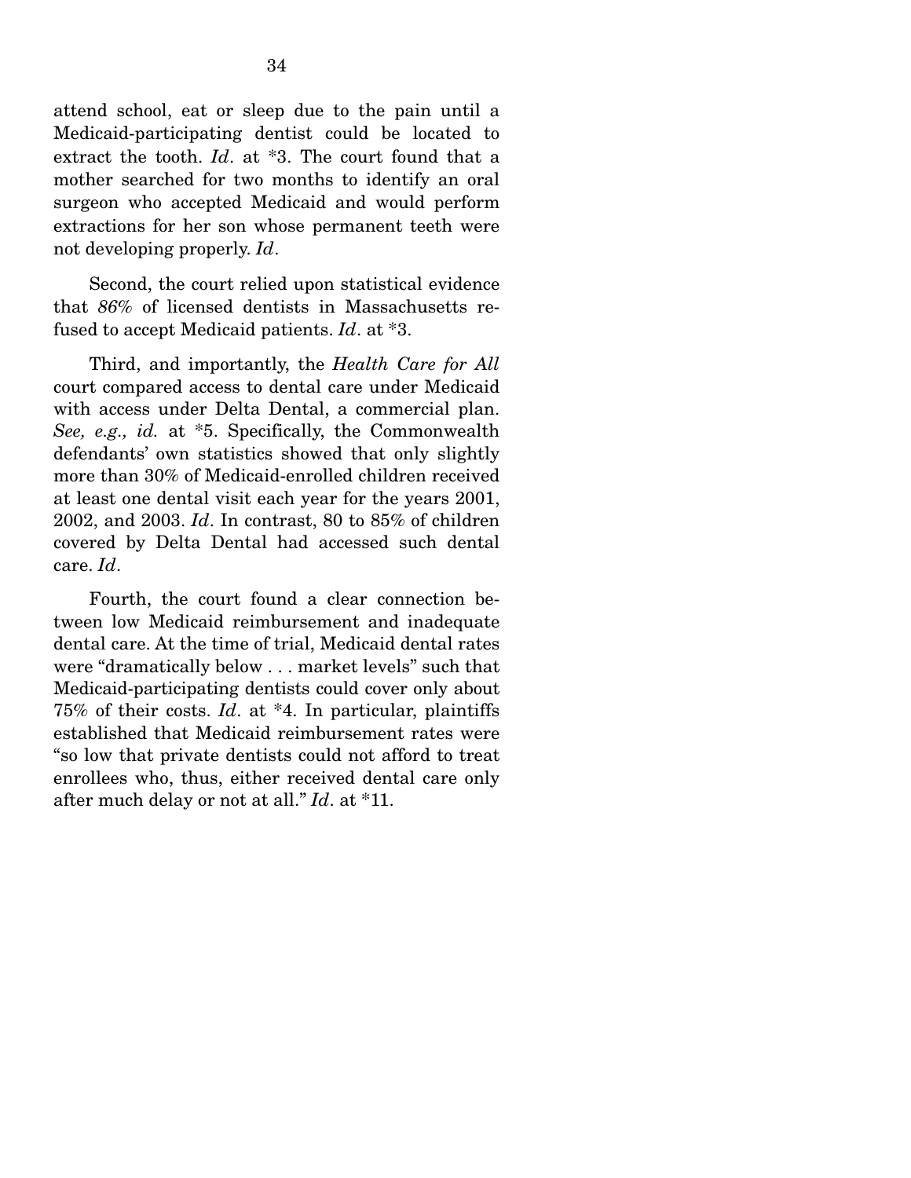attend school, eat or sleep due to the pain until a Medicaid-participating dentist could be located to extract the tooth. *Id*. at *3. The court found that a mother searched for two months to identify an oral surgeon who accepted Medicaid and would perform extractions for her son whose permanent teeth were not developing properly. *Id*.

Second, the court relied upon statistical evidence that *86%* of licensed dentists in Massachusetts refused to accept Medicaid patients. *Id*. at *3.

Third, and importantly, the *Health Care for All* court compared access to dental care under Medicaid with access under Delta Dental, a commercial plan. *See, e.g., id.* at *5. Specifically, the Commonwealth defendants' own statistics showed that only slightly more than 30% of Medicaid-enrolled children received at least one dental visit each year for the years 2001, 2002, and 2003. *Id*. In contrast, 80 to 85% of children covered by Delta Dental had accessed such dental care. *Id*.

Fourth, the court found a clear connection between low Medicaid reimbursement and inadequate dental care. At the time of trial, Medicaid dental rates were "dramatically below . . . market levels" such that Medicaid-participating dentists could cover only about 75% of their costs. *Id*. at *4. In particular, plaintiffs established that Medicaid reimbursement rates were "so low that private dentists could not afford to treat enrollees who, thus, either received dental care only after much delay or not at all." *Id*. at *11.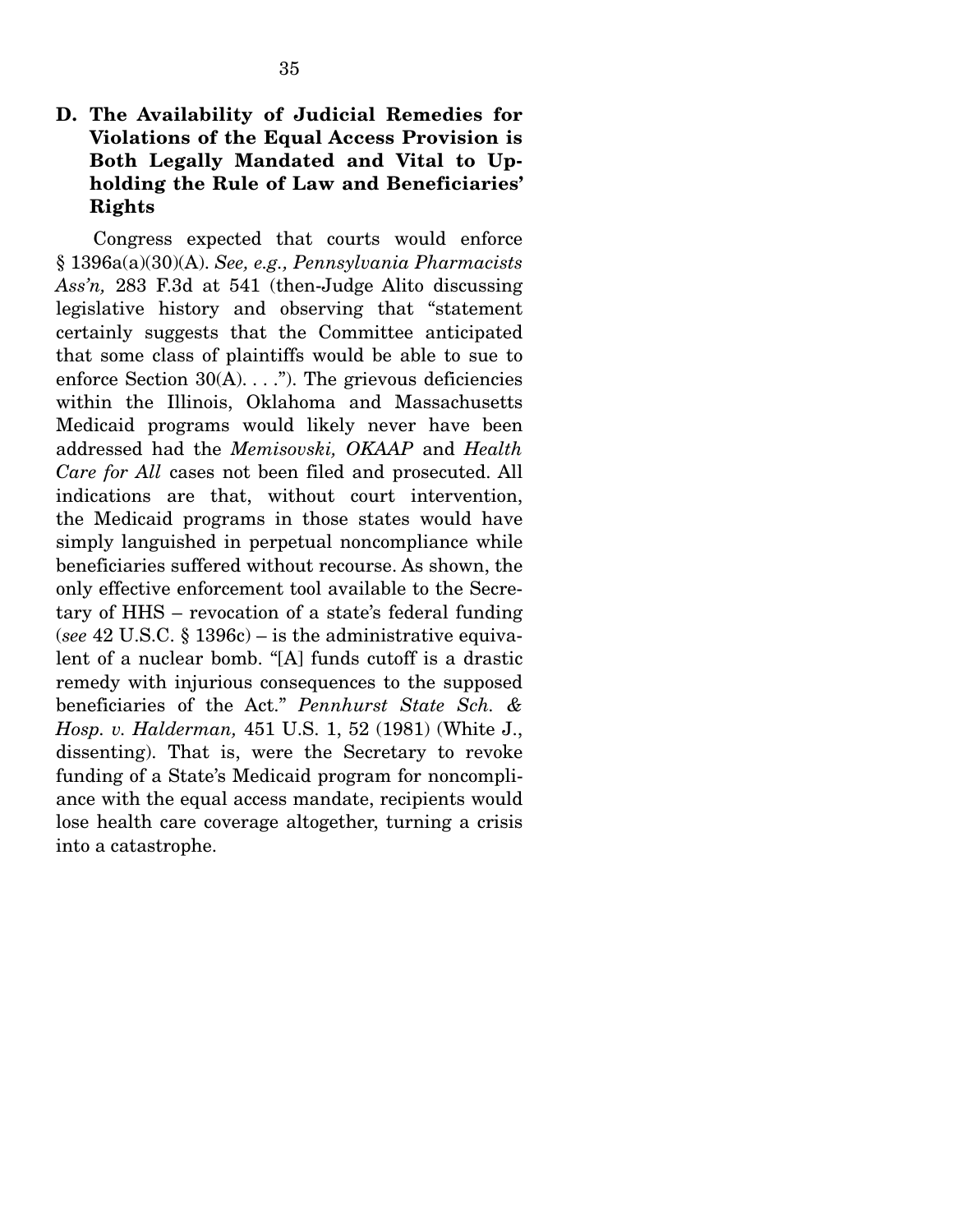### D. The Availability of Judicial Remedies for Violations of the Equal Access Provision is Both Legally Mandated and Vital to Upholding the Rule of Law and Beneficiaries' Rights

Congress expected that courts would enforce § 1396a(a)(30)(A). *See, e.g., Pennsylvania Pharmacists Ass'n,* 283 F.3d at 541 (then-Judge Alito discussing legislative history and observing that "statement certainly suggests that the Committee anticipated that some class of plaintiffs would be able to sue to enforce Section 30(A). . . ."). The grievous deficiencies within the Illinois, Oklahoma and Massachusetts Medicaid programs would likely never have been addressed had the *Memisovski, OKAAP* and *Health Care for All* cases not been filed and prosecuted. All indications are that, without court intervention, the Medicaid programs in those states would have simply languished in perpetual noncompliance while beneficiaries suffered without recourse. As shown, the only effective enforcement tool available to the Secretary of HHS – revocation of a state's federal funding (*see* 42 U.S.C. § 1396c) – is the administrative equivalent of a nuclear bomb. "[A] funds cutoff is a drastic remedy with injurious consequences to the supposed beneficiaries of the Act." *Pennhurst State Sch. & Hosp. v. Halderman,* 451 U.S. 1, 52 (1981) (White J., dissenting). That is, were the Secretary to revoke funding of a State's Medicaid program for noncompliance with the equal access mandate, recipients would lose health care coverage altogether, turning a crisis into a catastrophe.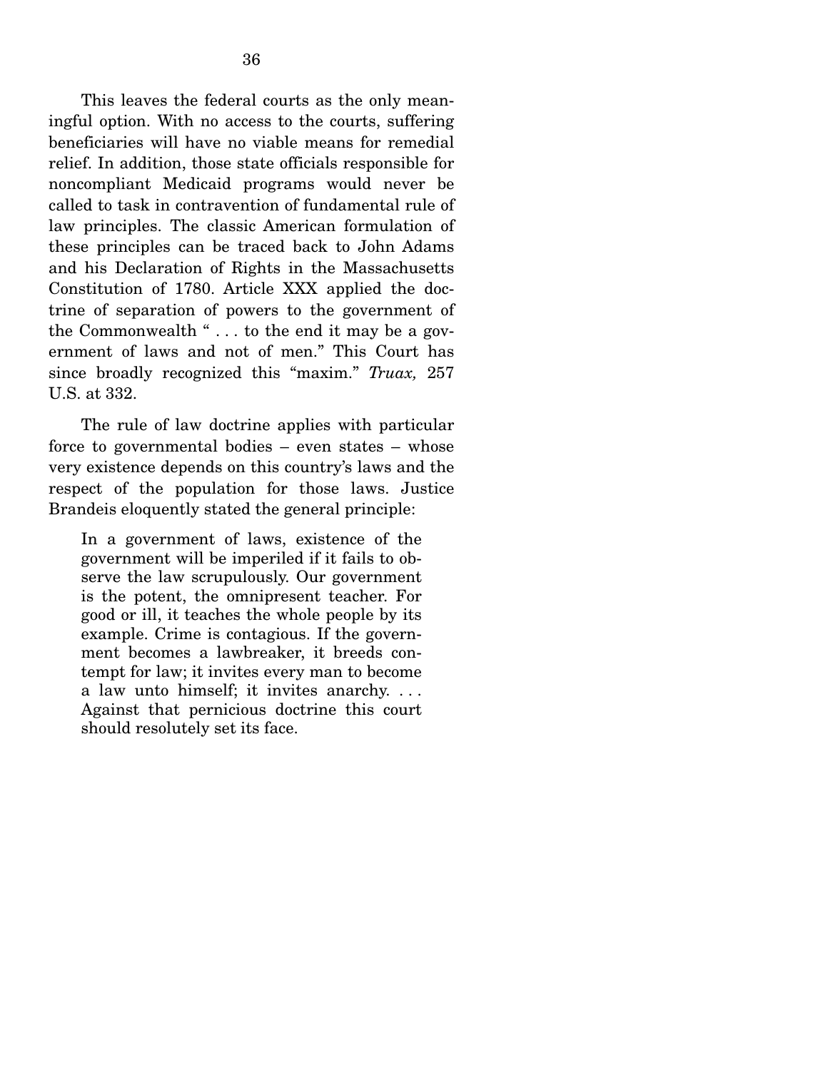This leaves the federal courts as the only meaningful option. With no access to the courts, suffering beneficiaries will have no viable means for remedial relief. In addition, those state officials responsible for noncompliant Medicaid programs would never be called to task in contravention of fundamental rule of law principles. The classic American formulation of these principles can be traced back to John Adams and his Declaration of Rights in the Massachusetts Constitution of 1780. Article XXX applied the doctrine of separation of powers to the government of the Commonwealth " . . . to the end it may be a government of laws and not of men." This Court has since broadly recognized this "maxim." *Truax,* 257 U.S. at 332.

The rule of law doctrine applies with particular force to governmental bodies – even states – whose very existence depends on this country's laws and the respect of the population for those laws. Justice Brandeis eloquently stated the general principle:

> In a government of laws, existence of the government will be imperiled if it fails to observe the law scrupulously. Our government is the potent, the omnipresent teacher. For good or ill, it teaches the whole people by its example. Crime is contagious. If the government becomes a lawbreaker, it breeds contempt for law; it invites every man to become a law unto himself; it invites anarchy. . . . Against that pernicious doctrine this court should resolutely set its face.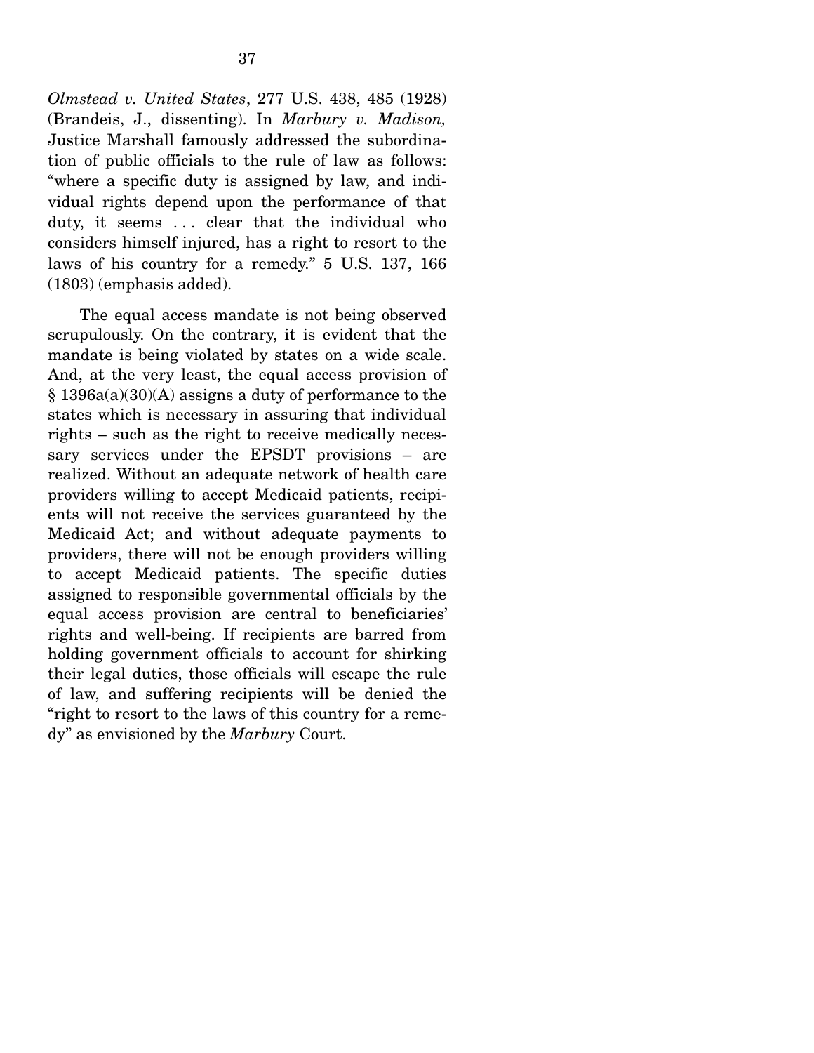*Olmstead v. United States*, 277 U.S. 438, 485 (1928) (Brandeis, J., dissenting). In *Marbury v. Madison,* Justice Marshall famously addressed the subordination of public officials to the rule of law as follows: "where a specific duty is assigned by law, and individual rights depend upon the performance of that duty, it seems . . . clear that the individual who considers himself injured, has a right to resort to the laws of his country for a remedy." 5 U.S. 137, 166 (1803) (emphasis added).

The equal access mandate is not being observed scrupulously. On the contrary, it is evident that the mandate is being violated by states on a wide scale. And, at the very least, the equal access provision of § 1396a(a)(30)(A) assigns a duty of performance to the states which is necessary in assuring that individual rights – such as the right to receive medically necessary services under the EPSDT provisions – are realized. Without an adequate network of health care providers willing to accept Medicaid patients, recipients will not receive the services guaranteed by the Medicaid Act; and without adequate payments to providers, there will not be enough providers willing to accept Medicaid patients. The specific duties assigned to responsible governmental officials by the equal access provision are central to beneficiaries' rights and well-being. If recipients are barred from holding government officials to account for shirking their legal duties, those officials will escape the rule of law, and suffering recipients will be denied the "right to resort to the laws of this country for a remedy" as envisioned by the *Marbury* Court.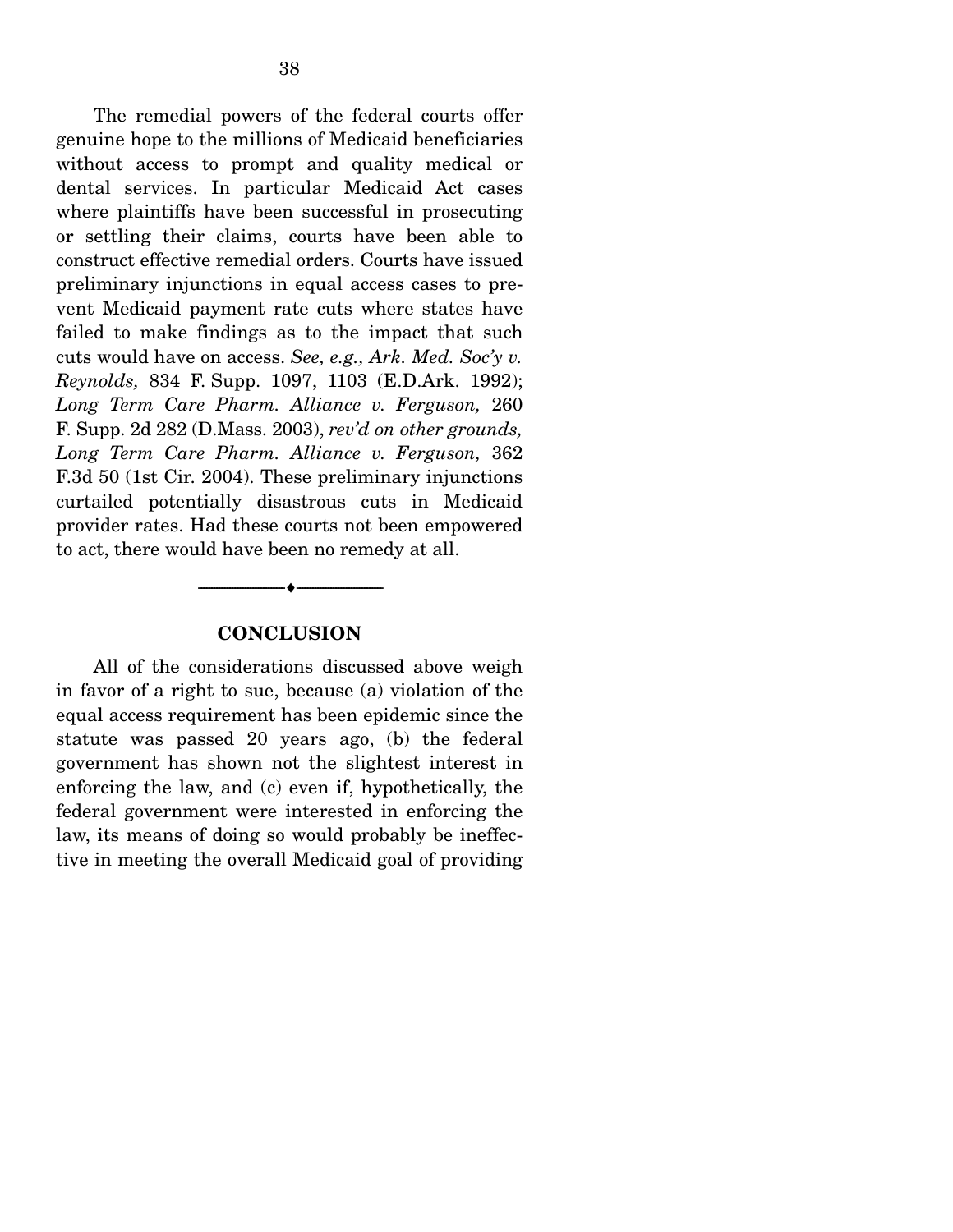The remedial powers of the federal courts offer genuine hope to the millions of Medicaid beneficiaries without access to prompt and quality medical or dental services. In particular Medicaid Act cases where plaintiffs have been successful in prosecuting or settling their claims, courts have been able to construct effective remedial orders. Courts have issued preliminary injunctions in equal access cases to prevent Medicaid payment rate cuts where states have failed to make findings as to the impact that such cuts would have on access. *See, e.g., Ark. Med. Soc'y v. Reynolds,* 834 F. Supp. 1097, 1103 (E.D.Ark. 1992); *Long Term Care Pharm. Alliance v. Ferguson,* 260 F. Supp. 2d 282 (D.Mass. 2003), *rev'd on other grounds, Long Term Care Pharm. Alliance v. Ferguson,* 362 F.3d 50 (1st Cir. 2004). These preliminary injunctions curtailed potentially disastrous cuts in Medicaid provider rates. Had these courts not been empowered to act, there would have been no remedy at all.

---

## CONCLUSION

All of the considerations discussed above weigh in favor of a right to sue, because (a) violation of the equal access requirement has been epidemic since the statute was passed 20 years ago, (b) the federal government has shown not the slightest interest in enforcing the law, and (c) even if, hypothetically, the federal government were interested in enforcing the law, its means of doing so would probably be ineffective in meeting the overall Medicaid goal of providing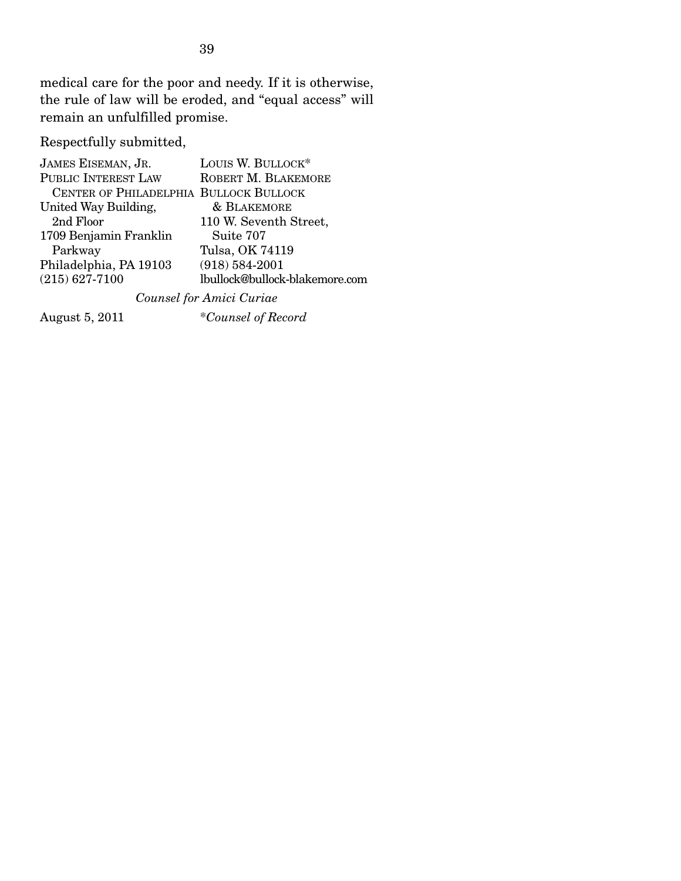medical care for the poor and needy. If it is otherwise, the rule of law will be eroded, and "equal access" will remain an unfulfilled promise.

Respectfully submitted,

JAMES EISEMAN, JR.
PUBLIC INTEREST LAW CENTER OF PHILADELPHIA
United Way Building, 2nd Floor
1709 Benjamin Franklin Parkway
Philadelphia, PA 19103
(215) 627-7100

LOUIS W. BULLOCK*
ROBERT M. BLAKEMORE
BULLOCK BULLOCK & BLAKEMORE
110 W. Seventh Street, Suite 707
Tulsa, OK 74119
(918) 584-2001
lbullock@bullock-blakemore.com

*Counsel for Amici Curiae*

August 5, 2011

**Counsel of Record*